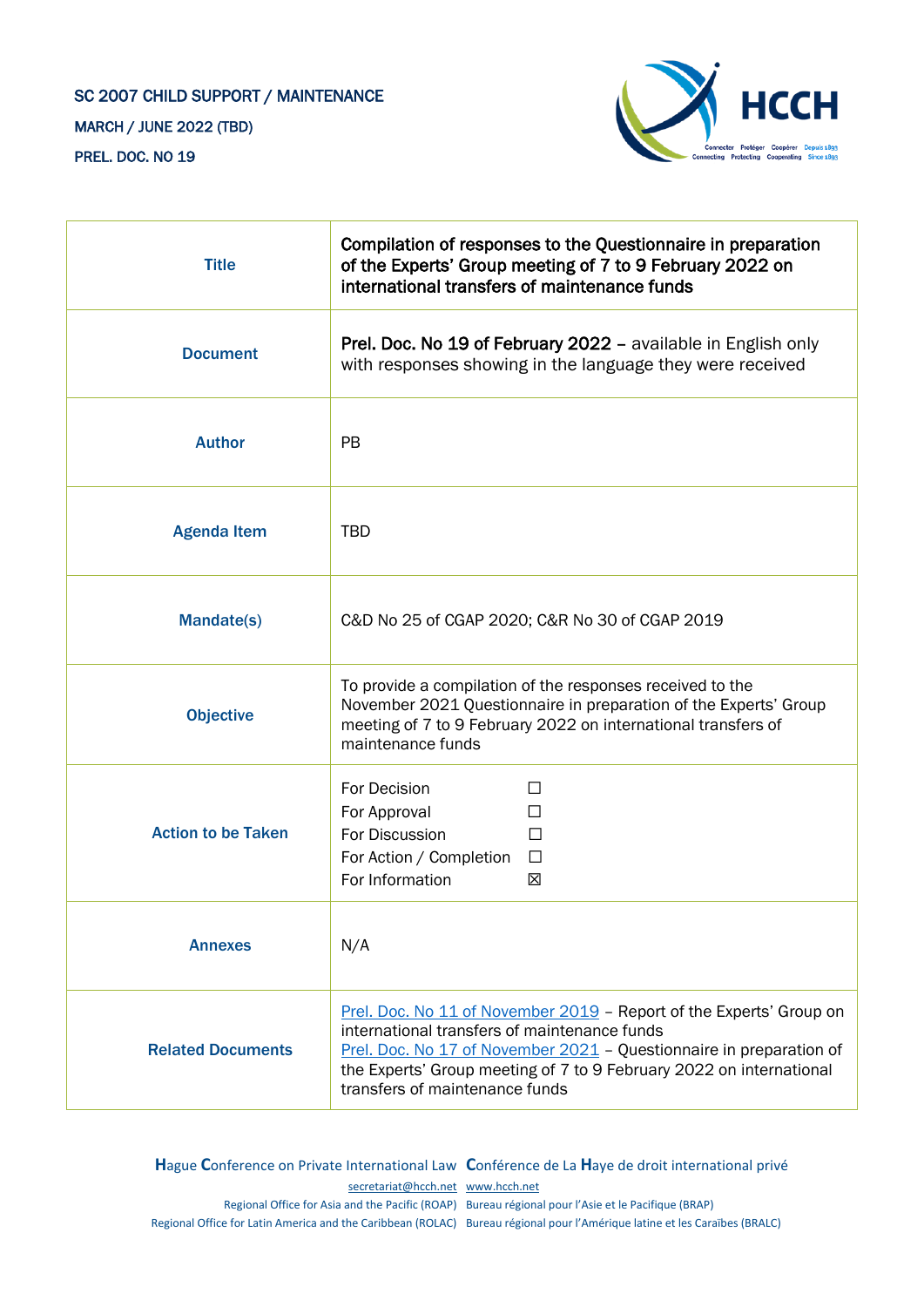SC 2007 CHILD SUPPORT / MAINTENANCE

MARCH / JUNE 2022 (TBD)

PREL. DOC. NO 19

| | |
|---|---|
| **Title** | **Compilation of responses to the Questionnaire in preparation of the Experts' Group meeting of 7 to 9 February 2022 on international transfers of maintenance funds** |
| **Document** | **Prel. Doc. No 19 of February 2022** – available in English only with responses showing in the language they were received |
| **Author** | PB |
| **Agenda Item** | TBD |
| **Mandate(s)** | C&D No 25 of CGAP 2020; C&R No 30 of CGAP 2019 |
| **Objective** | To provide a compilation of the responses received to the November 2021 Questionnaire in preparation of the Experts' Group meeting of 7 to 9 February 2022 on international transfers of maintenance funds |
| **Action to be Taken** | For Decision ☐<br>For Approval ☐<br>For Discussion ☐<br>For Action / Completion ☐<br>For Information ☒ |
| **Annexes** | N/A |
| **Related Documents** | Prel. Doc. No 11 of November 2019 – Report of the Experts' Group on international transfers of maintenance funds<br>Prel. Doc. No 17 of November 2021 – Questionnaire in preparation of the Experts' Group meeting of 7 to 9 February 2022 on international transfers of maintenance funds |

**H**ague **C**onference on Private International Law **C**onférence de La **H**aye de droit international privé

secretariat@hcch.net www.hcch.net

Regional Office for Asia and the Pacific (ROAP) Bureau régional pour l'Asie et le Pacifique (BRAP)

Regional Office for Latin America and the Caribbean (ROLAC) Bureau régional pour l'Amérique latine et les Caraïbes (BRALC)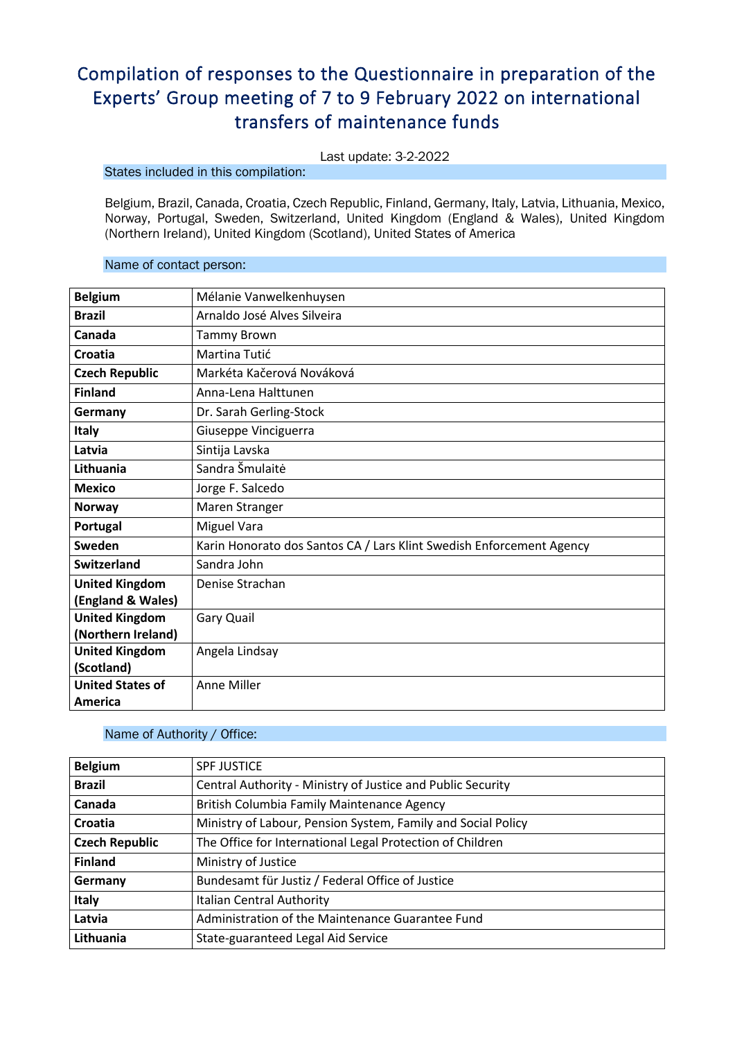# Compilation of responses to the Questionnaire in preparation of the Experts' Group meeting of 7 to 9 February 2022 on international transfers of maintenance funds

Last update: 3-2-2022

## States included in this compilation:

Belgium, Brazil, Canada, Croatia, Czech Republic, Finland, Germany, Italy, Latvia, Lithuania, Mexico, Norway, Portugal, Sweden, Switzerland, United Kingdom (England & Wales), United Kingdom (Northern Ireland), United Kingdom (Scotland), United States of America

## Name of contact person:

| | |
|---|---|
| **Belgium** | Mélanie Vanwelkenhuysen |
| **Brazil** | Arnaldo José Alves Silveira |
| **Canada** | Tammy Brown |
| **Croatia** | Martina Tutić |
| **Czech Republic** | Markéta Kačerová Nováková |
| **Finland** | Anna-Lena Halttunen |
| **Germany** | Dr. Sarah Gerling-Stock |
| **Italy** | Giuseppe Vinciguerra |
| **Latvia** | Sintija Lavska |
| **Lithuania** | Sandra Šmulaitė |
| **Mexico** | Jorge F. Salcedo |
| **Norway** | Maren Stranger |
| **Portugal** | Miguel Vara |
| **Sweden** | Karin Honorato dos Santos CA / Lars Klint Swedish Enforcement Agency |
| **Switzerland** | Sandra John |
| **United Kingdom (England & Wales)** | Denise Strachan |
| **United Kingdom (Northern Ireland)** | Gary Quail |
| **United Kingdom (Scotland)** | Angela Lindsay |
| **United States of America** | Anne Miller |

## Name of Authority / Office:

| | |
|---|---|
| **Belgium** | SPF JUSTICE |
| **Brazil** | Central Authority - Ministry of Justice and Public Security |
| **Canada** | British Columbia Family Maintenance Agency |
| **Croatia** | Ministry of Labour, Pension System, Family and Social Policy |
| **Czech Republic** | The Office for International Legal Protection of Children |
| **Finland** | Ministry of Justice |
| **Germany** | Bundesamt für Justiz / Federal Office of Justice |
| **Italy** | Italian Central Authority |
| **Latvia** | Administration of the Maintenance Guarantee Fund |
| **Lithuania** | State-guaranteed Legal Aid Service |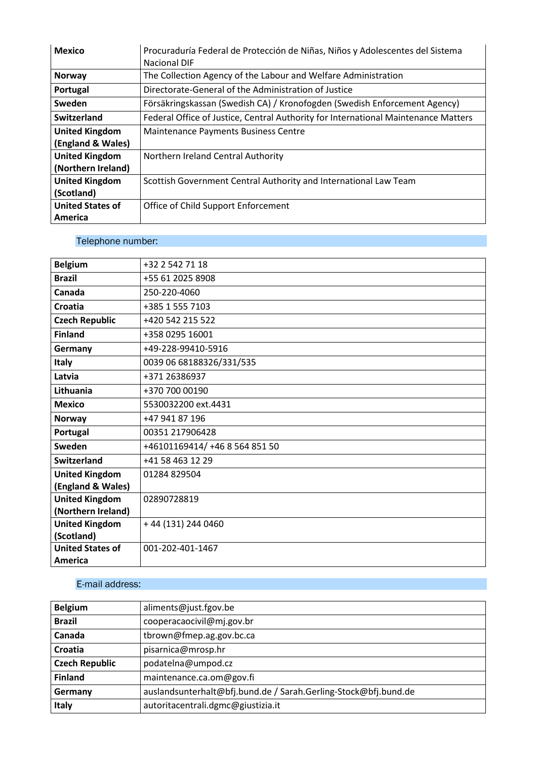| | |
|---|---|
| **Mexico** | Procuraduría Federal de Protección de Niñas, Niños y Adolescentes del Sistema Nacional DIF |
| **Norway** | The Collection Agency of the Labour and Welfare Administration |
| **Portugal** | Directorate-General of the Administration of Justice |
| **Sweden** | Försäkringskassan (Swedish CA) / Kronofogden (Swedish Enforcement Agency) |
| **Switzerland** | Federal Office of Justice, Central Authority for International Maintenance Matters |
| **United Kingdom (England & Wales)** | Maintenance Payments Business Centre |
| **United Kingdom (Northern Ireland)** | Northern Ireland Central Authority |
| **United Kingdom (Scotland)** | Scottish Government Central Authority and International Law Team |
| **United States of America** | Office of Child Support Enforcement |

Telephone number:

| | |
|---|---|
| **Belgium** | +32 2 542 71 18 |
| **Brazil** | +55 61 2025 8908 |
| **Canada** | 250-220-4060 |
| **Croatia** | +385 1 555 7103 |
| **Czech Republic** | +420 542 215 522 |
| **Finland** | +358 0295 16001 |
| **Germany** | +49-228-99410-5916 |
| **Italy** | 0039 06 68188326/331/535 |
| **Latvia** | +371 26386937 |
| **Lithuania** | +370 700 00190 |
| **Mexico** | 5530032200 ext.4431 |
| **Norway** | +47 941 87 196 |
| **Portugal** | 00351 217906428 |
| **Sweden** | +46101169414/ +46 8 564 851 50 |
| **Switzerland** | +41 58 463 12 29 |
| **United Kingdom (England & Wales)** | 01284 829504 |
| **United Kingdom (Northern Ireland)** | 02890728819 |
| **United Kingdom (Scotland)** | + 44 (131) 244 0460 |
| **United States of America** | 001-202-401-1467 |

E-mail address:

| | |
|---|---|
| **Belgium** | aliments@just.fgov.be |
| **Brazil** | cooperacaocivil@mj.gov.br |
| **Canada** | tbrown@fmep.ag.gov.bc.ca |
| **Croatia** | pisarnica@mrosp.hr |
| **Czech Republic** | podatelna@umpod.cz |
| **Finland** | maintenance.ca.om@gov.fi |
| **Germany** | auslandsunterhalt@bfj.bund.de / Sarah.Gerling-Stock@bfj.bund.de |
| **Italy** | autoritacentrali.dgmc@giustizia.it |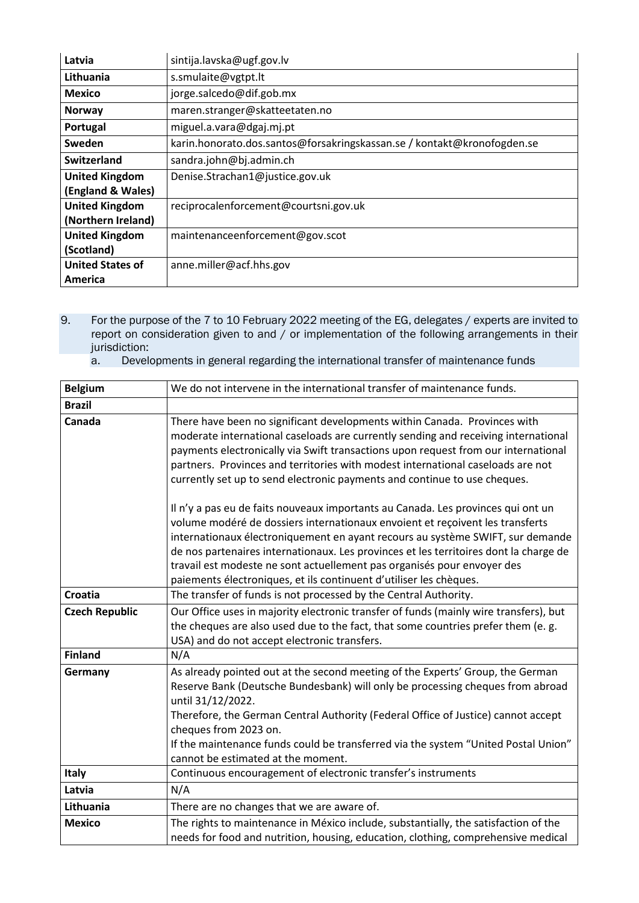| Latvia | sintija.lavska@ugf.gov.lv |
|---|---|
| Lithuania | s.smulaite@vgtpt.lt |
| Mexico | jorge.salcedo@dif.gob.mx |
| Norway | maren.stranger@skatteetaten.no |
| Portugal | miguel.a.vara@dgaj.mj.pt |
| Sweden | karin.honorato.dos.santos@forsakringskassan.se / kontakt@kronofogden.se |
| Switzerland | sandra.john@bj.admin.ch |
| United Kingdom (England & Wales) | Denise.Strachan1@justice.gov.uk |
| United Kingdom (Northern Ireland) | reciprocalenforcement@courtsni.gov.uk |
| United Kingdom (Scotland) | maintenanceenforcement@gov.scot |
| United States of America | anne.miller@acf.hhs.gov |

9. For the purpose of the 7 to 10 February 2022 meeting of the EG, delegates / experts are invited to report on consideration given to and / or implementation of the following arrangements in their jurisdiction:
   a. Developments in general regarding the international transfer of maintenance funds

| Belgium | We do not intervene in the international transfer of maintenance funds. |
|---|---|
| Brazil | |
| Canada | There have been no significant developments within Canada. Provinces with moderate international caseloads are currently sending and receiving international payments electronically via Swift transactions upon request from our international partners. Provinces and territories with modest international caseloads are not currently set up to send electronic payments and continue to use cheques.<br><br>Il n'y a pas eu de faits nouveaux importants au Canada. Les provinces qui ont un volume modéré de dossiers internationaux envoient et reçoivent les transferts internationaux électroniquement en ayant recours au système SWIFT, sur demande de nos partenaires internationaux. Les provinces et les territoires dont la charge de travail est modeste ne sont actuellement pas organisés pour envoyer des paiements électroniques, et ils continuent d'utiliser les chèques. |
| Croatia | The transfer of funds is not processed by the Central Authority. |
| Czech Republic | Our Office uses in majority electronic transfer of funds (mainly wire transfers), but the cheques are also used due to the fact, that some countries prefer them (e. g. USA) and do not accept electronic transfers. |
| Finland | N/A |
| Germany | As already pointed out at the second meeting of the Experts' Group, the German Reserve Bank (Deutsche Bundesbank) will only be processing cheques from abroad until 31/12/2022.<br>Therefore, the German Central Authority (Federal Office of Justice) cannot accept cheques from 2023 on.<br>If the maintenance funds could be transferred via the system "United Postal Union" cannot be estimated at the moment. |
| Italy | Continuous encouragement of electronic transfer's instruments |
| Latvia | N/A |
| Lithuania | There are no changes that we are aware of. |
| Mexico | The rights to maintenance in México include, substantially, the satisfaction of the needs for food and nutrition, housing, education, clothing, comprehensive medical |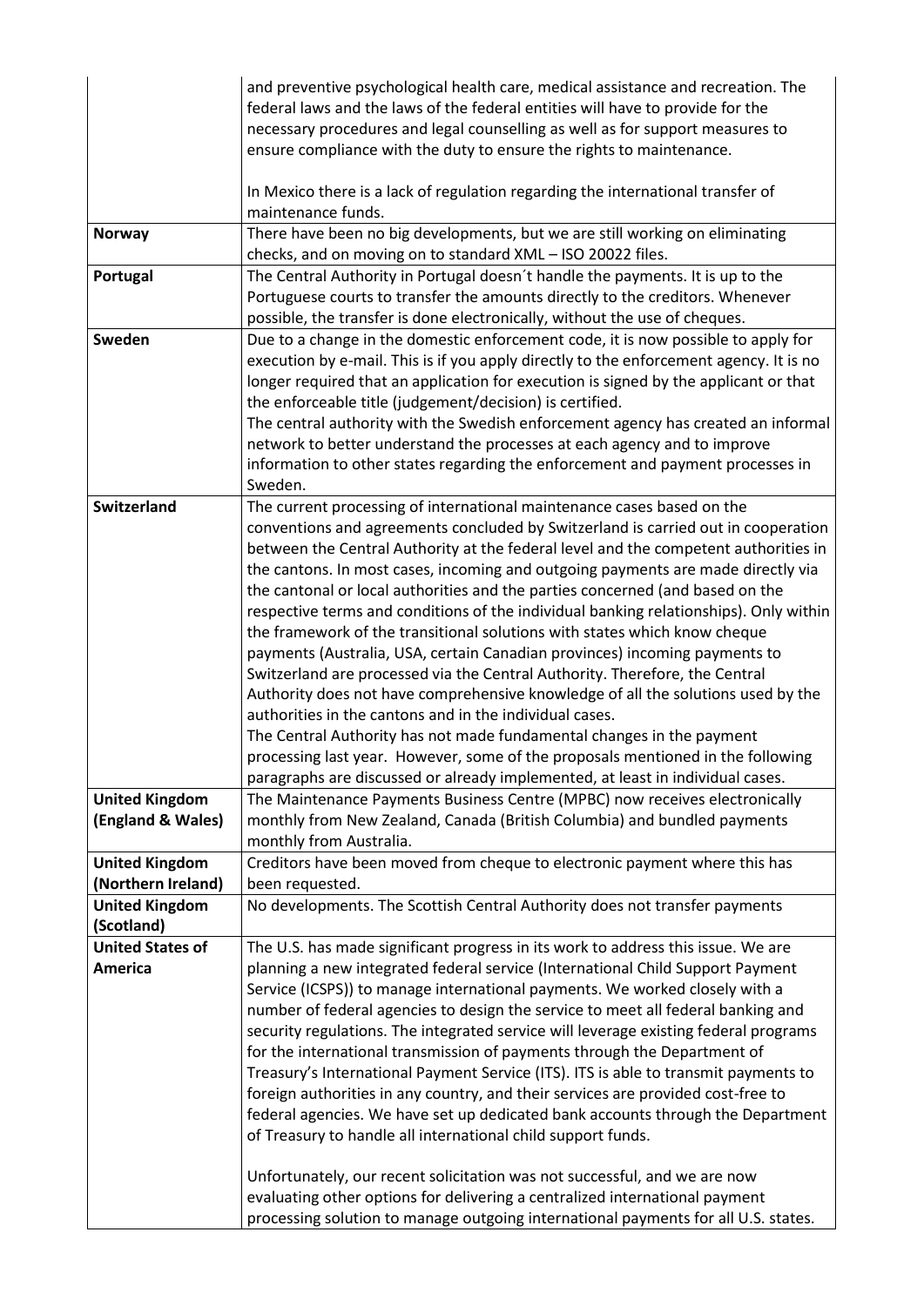| | |
|---|---|
| | and preventive psychological health care, medical assistance and recreation. The federal laws and the laws of the federal entities will have to provide for the necessary procedures and legal counselling as well as for support measures to ensure compliance with the duty to ensure the rights to maintenance.<br><br>In Mexico there is a lack of regulation regarding the international transfer of maintenance funds. |
| **Norway** | There have been no big developments, but we are still working on eliminating checks, and on moving on to standard XML – ISO 20022 files. |
| **Portugal** | The Central Authority in Portugal doesn´t handle the payments. It is up to the Portuguese courts to transfer the amounts directly to the creditors. Whenever possible, the transfer is done electronically, without the use of cheques. |
| **Sweden** | Due to a change in the domestic enforcement code, it is now possible to apply for execution by e-mail. This is if you apply directly to the enforcement agency. It is no longer required that an application for execution is signed by the applicant or that the enforceable title (judgement/decision) is certified.<br>The central authority with the Swedish enforcement agency has created an informal network to better understand the processes at each agency and to improve information to other states regarding the enforcement and payment processes in Sweden. |
| **Switzerland** | The current processing of international maintenance cases based on the conventions and agreements concluded by Switzerland is carried out in cooperation between the Central Authority at the federal level and the competent authorities in the cantons. In most cases, incoming and outgoing payments are made directly via the cantonal or local authorities and the parties concerned (and based on the respective terms and conditions of the individual banking relationships). Only within the framework of the transitional solutions with states which know cheque payments (Australia, USA, certain Canadian provinces) incoming payments to Switzerland are processed via the Central Authority. Therefore, the Central Authority does not have comprehensive knowledge of all the solutions used by the authorities in the cantons and in the individual cases.<br>The Central Authority has not made fundamental changes in the payment processing last year. However, some of the proposals mentioned in the following paragraphs are discussed or already implemented, at least in individual cases. |
| **United Kingdom (England & Wales)** | The Maintenance Payments Business Centre (MPBC) now receives electronically monthly from New Zealand, Canada (British Columbia) and bundled payments monthly from Australia. |
| **United Kingdom (Northern Ireland)** | Creditors have been moved from cheque to electronic payment where this has been requested. |
| **United Kingdom (Scotland)** | No developments. The Scottish Central Authority does not transfer payments |
| **United States of America** | The U.S. has made significant progress in its work to address this issue. We are planning a new integrated federal service (International Child Support Payment Service (ICSPS)) to manage international payments. We worked closely with a number of federal agencies to design the service to meet all federal banking and security regulations. The integrated service will leverage existing federal programs for the international transmission of payments through the Department of Treasury's International Payment Service (ITS). ITS is able to transmit payments to foreign authorities in any country, and their services are provided cost-free to federal agencies. We have set up dedicated bank accounts through the Department of Treasury to handle all international child support funds.<br><br>Unfortunately, our recent solicitation was not successful, and we are now evaluating other options for delivering a centralized international payment processing solution to manage outgoing international payments for all U.S. states. |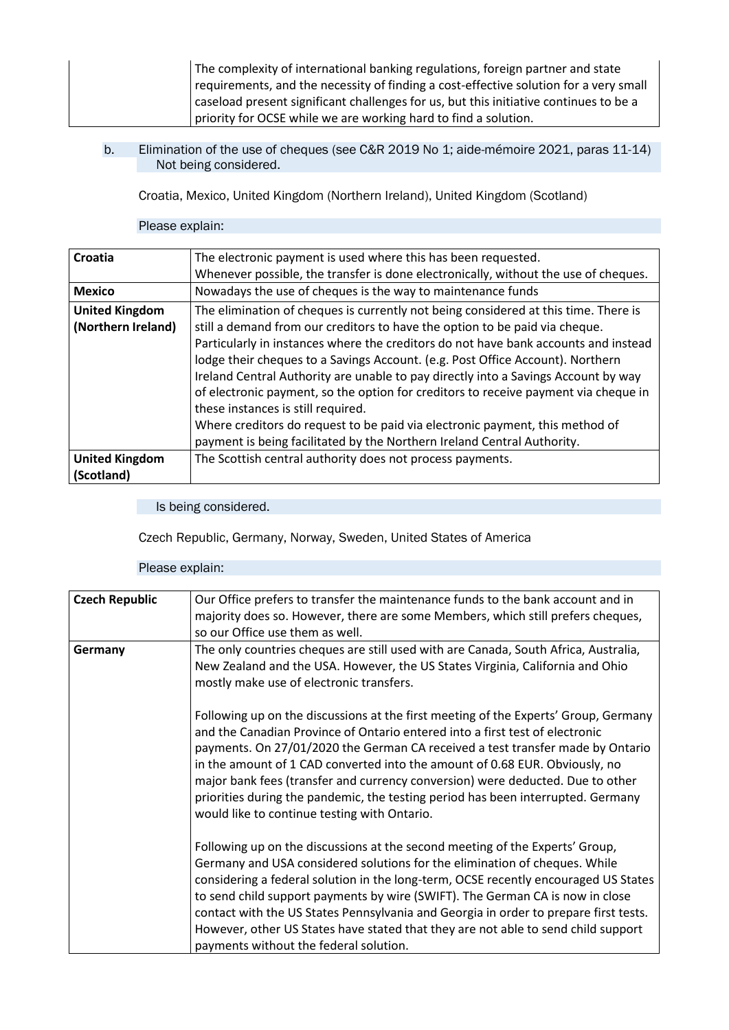| | The complexity of international banking regulations, foreign partner and state requirements, and the necessity of finding a cost-effective solution for a very small caseload present significant challenges for us, but this initiative continues to be a priority for OCSE while we are working hard to find a solution. |
|---|---|

b. Elimination of the use of cheques (see C&R 2019 No 1; aide-mémoire 2021, paras 11-14)

Not being considered.

Croatia, Mexico, United Kingdom (Northern Ireland), United Kingdom (Scotland)

Please explain:

| **Croatia** | The electronic payment is used where this has been requested.<br>Whenever possible, the transfer is done electronically, without the use of cheques. |
|---|---|
| **Mexico** | Nowadays the use of cheques is the way to maintenance funds |
| **United Kingdom (Northern Ireland)** | The elimination of cheques is currently not being considered at this time. There is still a demand from our creditors to have the option to be paid via cheque. Particularly in instances where the creditors do not have bank accounts and instead lodge their cheques to a Savings Account. (e.g. Post Office Account). Northern Ireland Central Authority are unable to pay directly into a Savings Account by way of electronic payment, so the option for creditors to receive payment via cheque in these instances is still required.<br>Where creditors do request to be paid via electronic payment, this method of payment is being facilitated by the Northern Ireland Central Authority. |
| **United Kingdom (Scotland)** | The Scottish central authority does not process payments. |

Is being considered.

Czech Republic, Germany, Norway, Sweden, United States of America

Please explain:

| **Czech Republic** | Our Office prefers to transfer the maintenance funds to the bank account and in majority does so. However, there are some Members, which still prefers cheques, so our Office use them as well. |
|---|---|
| **Germany** | The only countries cheques are still used with are Canada, South Africa, Australia, New Zealand and the USA. However, the US States Virginia, California and Ohio mostly make use of electronic transfers.<br><br>Following up on the discussions at the first meeting of the Experts' Group, Germany and the Canadian Province of Ontario entered into a first test of electronic payments. On 27/01/2020 the German CA received a test transfer made by Ontario in the amount of 1 CAD converted into the amount of 0.68 EUR. Obviously, no major bank fees (transfer and currency conversion) were deducted. Due to other priorities during the pandemic, the testing period has been interrupted. Germany would like to continue testing with Ontario.<br><br>Following up on the discussions at the second meeting of the Experts' Group, Germany and USA considered solutions for the elimination of cheques. While considering a federal solution in the long-term, OCSE recently encouraged US States to send child support payments by wire (SWIFT). The German CA is now in close contact with the US States Pennsylvania and Georgia in order to prepare first tests. However, other US States have stated that they are not able to send child support payments without the federal solution. |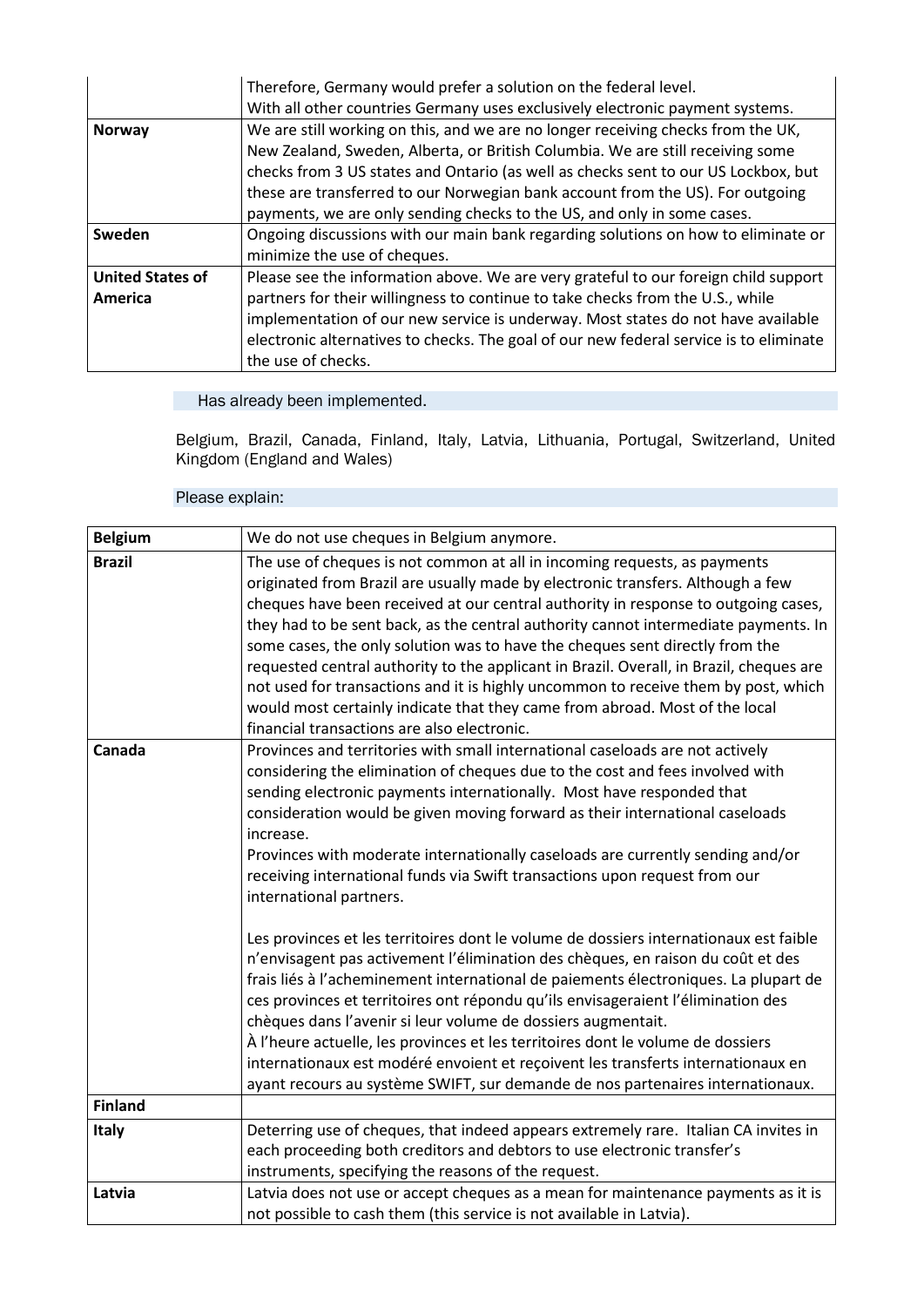| | |
|---|---|
| | Therefore, Germany would prefer a solution on the federal level.<br>With all other countries Germany uses exclusively electronic payment systems. |
| **Norway** | We are still working on this, and we are no longer receiving checks from the UK, New Zealand, Sweden, Alberta, or British Columbia. We are still receiving some checks from 3 US states and Ontario (as well as checks sent to our US Lockbox, but these are transferred to our Norwegian bank account from the US). For outgoing payments, we are only sending checks to the US, and only in some cases. |
| **Sweden** | Ongoing discussions with our main bank regarding solutions on how to eliminate or minimize the use of cheques. |
| **United States of America** | Please see the information above. We are very grateful to our foreign child support partners for their willingness to continue to take checks from the U.S., while implementation of our new service is underway. Most states do not have available electronic alternatives to checks. The goal of our new federal service is to eliminate the use of checks. |

Has already been implemented.

Belgium, Brazil, Canada, Finland, Italy, Latvia, Lithuania, Portugal, Switzerland, United Kingdom (England and Wales)

Please explain:

| | |
|---|---|
| **Belgium** | We do not use cheques in Belgium anymore. |
| **Brazil** | The use of cheques is not common at all in incoming requests, as payments originated from Brazil are usually made by electronic transfers. Although a few cheques have been received at our central authority in response to outgoing cases, they had to be sent back, as the central authority cannot intermediate payments. In some cases, the only solution was to have the cheques sent directly from the requested central authority to the applicant in Brazil. Overall, in Brazil, cheques are not used for transactions and it is highly uncommon to receive them by post, which would most certainly indicate that they came from abroad. Most of the local financial transactions are also electronic. |
| **Canada** | Provinces and territories with small international caseloads are not actively considering the elimination of cheques due to the cost and fees involved with sending electronic payments internationally. Most have responded that consideration would be given moving forward as their international caseloads increase.<br>Provinces with moderate internationally caseloads are currently sending and/or receiving international funds via Swift transactions upon request from our international partners.<br><br>Les provinces et les territoires dont le volume de dossiers internationaux est faible n'envisagent pas activement l'élimination des chèques, en raison du coût et des frais liés à l'acheminement international de paiements électroniques. La plupart de ces provinces et territoires ont répondu qu'ils envisageraient l'élimination des chèques dans l'avenir si leur volume de dossiers augmentait.<br>À l'heure actuelle, les provinces et les territoires dont le volume de dossiers internationaux est modéré envoient et reçoivent les transferts internationaux en ayant recours au système SWIFT, sur demande de nos partenaires internationaux. |
| **Finland** | |
| **Italy** | Deterring use of cheques, that indeed appears extremely rare. Italian CA invites in each proceeding both creditors and debtors to use electronic transfer's instruments, specifying the reasons of the request. |
| **Latvia** | Latvia does not use or accept cheques as a mean for maintenance payments as it is not possible to cash them (this service is not available in Latvia). |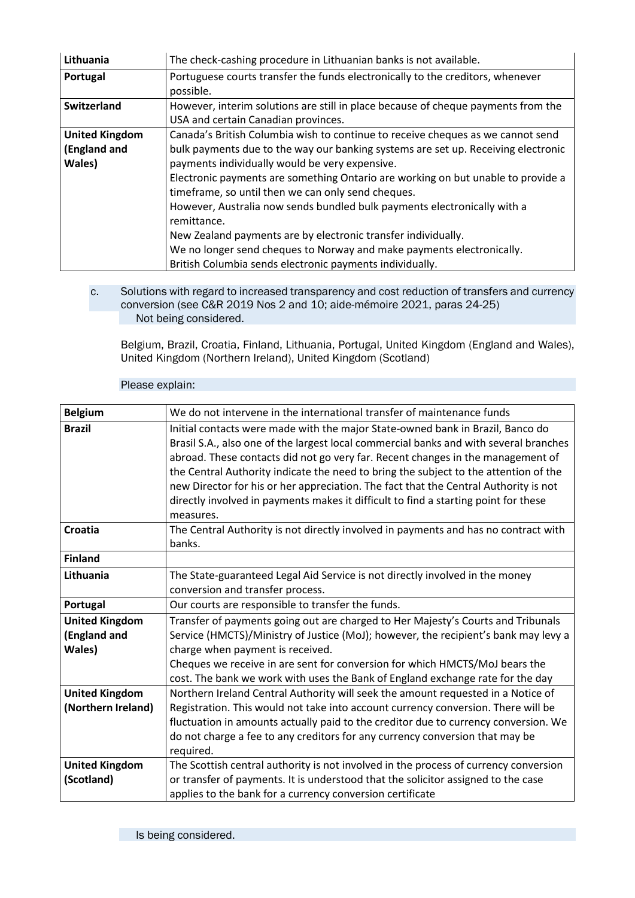| Lithuania | The check-cashing procedure in Lithuanian banks is not available. |
|---|---|
| Portugal | Portuguese courts transfer the funds electronically to the creditors, whenever possible. |
| Switzerland | However, interim solutions are still in place because of cheque payments from the USA and certain Canadian provinces. |
| United Kingdom (England and Wales) | Canada's British Columbia wish to continue to receive cheques as we cannot send bulk payments due to the way our banking systems are set up. Receiving electronic payments individually would be very expensive.<br>Electronic payments are something Ontario are working on but unable to provide a timeframe, so until then we can only send cheques.<br>However, Australia now sends bundled bulk payments electronically with a remittance.<br>New Zealand payments are by electronic transfer individually.<br>We no longer send cheques to Norway and make payments electronically.<br>British Columbia sends electronic payments individually. |

c. Solutions with regard to increased transparency and cost reduction of transfers and currency conversion (see C&R 2019 Nos 2 and 10; aide-mémoire 2021, paras 24-25)

Not being considered.

Belgium, Brazil, Croatia, Finland, Lithuania, Portugal, United Kingdom (England and Wales), United Kingdom (Northern Ireland), United Kingdom (Scotland)

Please explain:

| Belgium | We do not intervene in the international transfer of maintenance funds |
|---|---|
| Brazil | Initial contacts were made with the major State-owned bank in Brazil, Banco do Brasil S.A., also one of the largest local commercial banks and with several branches abroad. These contacts did not go very far. Recent changes in the management of the Central Authority indicate the need to bring the subject to the attention of the new Director for his or her appreciation. The fact that the Central Authority is not directly involved in payments makes it difficult to find a starting point for these measures. |
| Croatia | The Central Authority is not directly involved in payments and has no contract with banks. |
| Finland | |
| Lithuania | The State-guaranteed Legal Aid Service is not directly involved in the money conversion and transfer process. |
| Portugal | Our courts are responsible to transfer the funds. |
| United Kingdom (England and Wales) | Transfer of payments going out are charged to Her Majesty's Courts and Tribunals Service (HMCTS)/Ministry of Justice (MoJ); however, the recipient's bank may levy a charge when payment is received.<br>Cheques we receive in are sent for conversion for which HMCTS/MoJ bears the cost. The bank we work with uses the Bank of England exchange rate for the day |
| United Kingdom (Northern Ireland) | Northern Ireland Central Authority will seek the amount requested in a Notice of Registration. This would not take into account currency conversion. There will be fluctuation in amounts actually paid to the creditor due to currency conversion. We do not charge a fee to any creditors for any currency conversion that may be required. |
| United Kingdom (Scotland) | The Scottish central authority is not involved in the process of currency conversion or transfer of payments. It is understood that the solicitor assigned to the case applies to the bank for a currency conversion certificate |

Is being considered.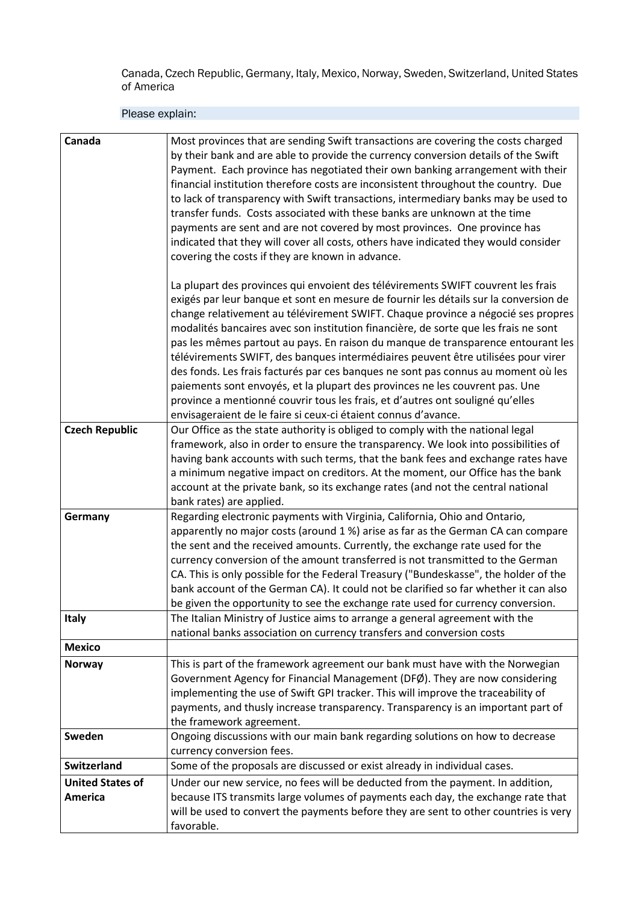Canada, Czech Republic, Germany, Italy, Mexico, Norway, Sweden, Switzerland, United States of America

Please explain:

| | |
|---|---|
| **Canada** | Most provinces that are sending Swift transactions are covering the costs charged by their bank and are able to provide the currency conversion details of the Swift Payment. Each province has negotiated their own banking arrangement with their financial institution therefore costs are inconsistent throughout the country. Due to lack of transparency with Swift transactions, intermediary banks may be used to transfer funds. Costs associated with these banks are unknown at the time payments are sent and are not covered by most provinces. One province has indicated that they will cover all costs, others have indicated they would consider covering the costs if they are known in advance.<br><br>La plupart des provinces qui envoient des télévirements SWIFT couvrent les frais exigés par leur banque et sont en mesure de fournir les détails sur la conversion de change relativement au télévirement SWIFT. Chaque province a négocié ses propres modalités bancaires avec son institution financière, de sorte que les frais ne sont pas les mêmes partout au pays. En raison du manque de transparence entourant les télévirements SWIFT, des banques intermédiaires peuvent être utilisées pour virer des fonds. Les frais facturés par ces banques ne sont pas connus au moment où les paiements sont envoyés, et la plupart des provinces ne les couvrent pas. Une province a mentionné couvrir tous les frais, et d'autres ont souligné qu'elles envisageraient de le faire si ceux-ci étaient connus d'avance. |
| **Czech Republic** | Our Office as the state authority is obliged to comply with the national legal framework, also in order to ensure the transparency. We look into possibilities of having bank accounts with such terms, that the bank fees and exchange rates have a minimum negative impact on creditors. At the moment, our Office has the bank account at the private bank, so its exchange rates (and not the central national bank rates) are applied. |
| **Germany** | Regarding electronic payments with Virginia, California, Ohio and Ontario, apparently no major costs (around 1 %) arise as far as the German CA can compare the sent and the received amounts. Currently, the exchange rate used for the currency conversion of the amount transferred is not transmitted to the German CA. This is only possible for the Federal Treasury ("Bundeskasse", the holder of the bank account of the German CA). It could not be clarified so far whether it can also be given the opportunity to see the exchange rate used for currency conversion. |
| **Italy** | The Italian Ministry of Justice aims to arrange a general agreement with the national banks association on currency transfers and conversion costs |
| **Mexico** | |
| **Norway** | This is part of the framework agreement our bank must have with the Norwegian Government Agency for Financial Management (DFØ). They are now considering implementing the use of Swift GPI tracker. This will improve the traceability of payments, and thusly increase transparency. Transparency is an important part of the framework agreement. |
| **Sweden** | Ongoing discussions with our main bank regarding solutions on how to decrease currency conversion fees. |
| **Switzerland** | Some of the proposals are discussed or exist already in individual cases. |
| **United States of America** | Under our new service, no fees will be deducted from the payment. In addition, because ITS transmits large volumes of payments each day, the exchange rate that will be used to convert the payments before they are sent to other countries is very favorable. |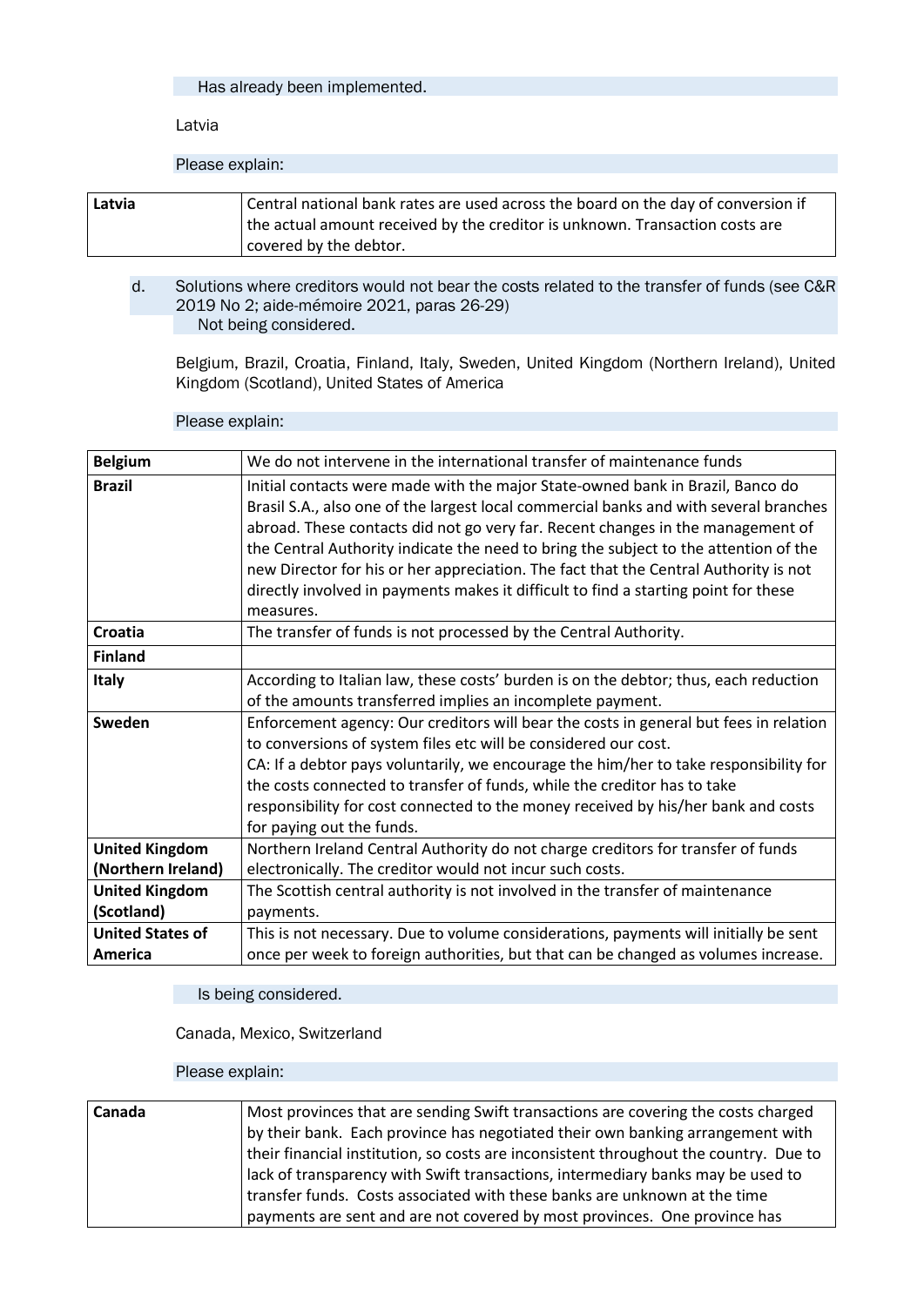Has already been implemented.

Latvia

Please explain:

| Latvia | Central national bank rates are used across the board on the day of conversion if the actual amount received by the creditor is unknown. Transaction costs are covered by the debtor. |
|---|---|

d. Solutions where creditors would not bear the costs related to the transfer of funds (see C&R 2019 No 2; aide-mémoire 2021, paras 26-29)

Not being considered.

Belgium, Brazil, Croatia, Finland, Italy, Sweden, United Kingdom (Northern Ireland), United Kingdom (Scotland), United States of America

Please explain:

| Belgium | We do not intervene in the international transfer of maintenance funds |
|---|---|
| **Brazil** | Initial contacts were made with the major State-owned bank in Brazil, Banco do Brasil S.A., also one of the largest local commercial banks and with several branches abroad. These contacts did not go very far. Recent changes in the management of the Central Authority indicate the need to bring the subject to the attention of the new Director for his or her appreciation. The fact that the Central Authority is not directly involved in payments makes it difficult to find a starting point for these measures. |
| **Croatia** | The transfer of funds is not processed by the Central Authority. |
| **Finland** | |
| **Italy** | According to Italian law, these costs' burden is on the debtor; thus, each reduction of the amounts transferred implies an incomplete payment. |
| **Sweden** | Enforcement agency: Our creditors will bear the costs in general but fees in relation to conversions of system files etc will be considered our cost.<br>CA: If a debtor pays voluntarily, we encourage the him/her to take responsibility for the costs connected to transfer of funds, while the creditor has to take responsibility for cost connected to the money received by his/her bank and costs for paying out the funds. |
| **United Kingdom (Northern Ireland)** | Northern Ireland Central Authority do not charge creditors for transfer of funds electronically. The creditor would not incur such costs. |
| **United Kingdom (Scotland)** | The Scottish central authority is not involved in the transfer of maintenance payments. |
| **United States of America** | This is not necessary. Due to volume considerations, payments will initially be sent once per week to foreign authorities, but that can be changed as volumes increase. |

Is being considered.

Canada, Mexico, Switzerland

Please explain:

| Canada | Most provinces that are sending Swift transactions are covering the costs charged by their bank. Each province has negotiated their own banking arrangement with their financial institution, so costs are inconsistent throughout the country. Due to lack of transparency with Swift transactions, intermediary banks may be used to transfer funds. Costs associated with these banks are unknown at the time payments are sent and are not covered by most provinces. One province has |
|---|---|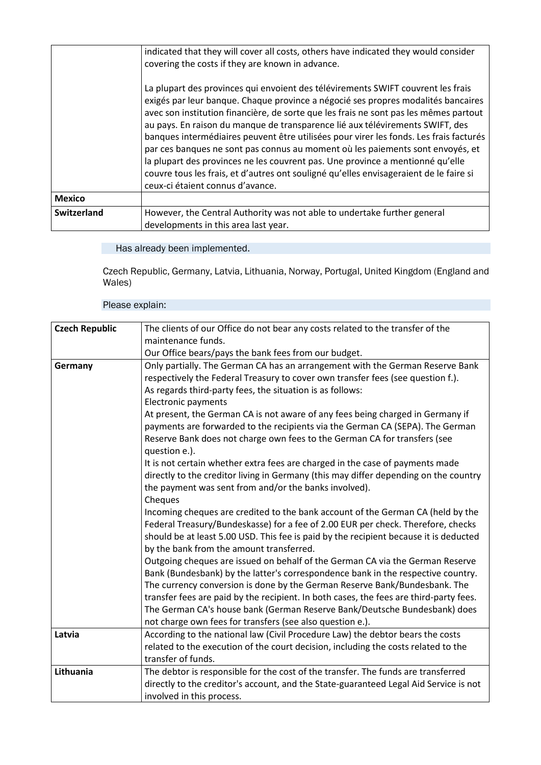| | |
|---|---|
| | indicated that they will cover all costs, others have indicated they would consider covering the costs if they are known in advance.<br><br>La plupart des provinces qui envoient des télévirements SWIFT couvrent les frais exigés par leur banque. Chaque province a négocié ses propres modalités bancaires avec son institution financière, de sorte que les frais ne sont pas les mêmes partout au pays. En raison du manque de transparence lié aux télévirements SWIFT, des banques intermédiaires peuvent être utilisées pour virer les fonds. Les frais facturés par ces banques ne sont pas connus au moment où les paiements sont envoyés, et la plupart des provinces ne les couvrent pas. Une province a mentionné qu'elle couvre tous les frais, et d'autres ont souligné qu'elles envisageraient de le faire si ceux-ci étaient connus d'avance. |
| **Mexico** | |
| **Switzerland** | However, the Central Authority was not able to undertake further general developments in this area last year. |

Has already been implemented.

Czech Republic, Germany, Latvia, Lithuania, Norway, Portugal, United Kingdom (England and Wales)

Please explain:

| | |
|---|---|
| **Czech Republic** | The clients of our Office do not bear any costs related to the transfer of the maintenance funds.<br>Our Office bears/pays the bank fees from our budget. |
| **Germany** | Only partially. The German CA has an arrangement with the German Reserve Bank respectively the Federal Treasury to cover own transfer fees (see question f.).<br>As regards third-party fees, the situation is as follows:<br>Electronic payments<br>At present, the German CA is not aware of any fees being charged in Germany if payments are forwarded to the recipients via the German CA (SEPA). The German Reserve Bank does not charge own fees to the German CA for transfers (see question e.).<br>It is not certain whether extra fees are charged in the case of payments made directly to the creditor living in Germany (this may differ depending on the country the payment was sent from and/or the banks involved).<br>Cheques<br>Incoming cheques are credited to the bank account of the German CA (held by the Federal Treasury/Bundeskasse) for a fee of 2.00 EUR per check. Therefore, checks should be at least 5.00 USD. This fee is paid by the recipient because it is deducted by the bank from the amount transferred.<br>Outgoing cheques are issued on behalf of the German CA via the German Reserve Bank (Bundesbank) by the latter's correspondence bank in the respective country. The currency conversion is done by the German Reserve Bank/Bundesbank. The transfer fees are paid by the recipient. In both cases, the fees are third-party fees. The German CA's house bank (German Reserve Bank/Deutsche Bundesbank) does not charge own fees for transfers (see also question e.). |
| **Latvia** | According to the national law (Civil Procedure Law) the debtor bears the costs related to the execution of the court decision, including the costs related to the transfer of funds. |
| **Lithuania** | The debtor is responsible for the cost of the transfer. The funds are transferred directly to the creditor's account, and the State-guaranteed Legal Aid Service is not involved in this process. |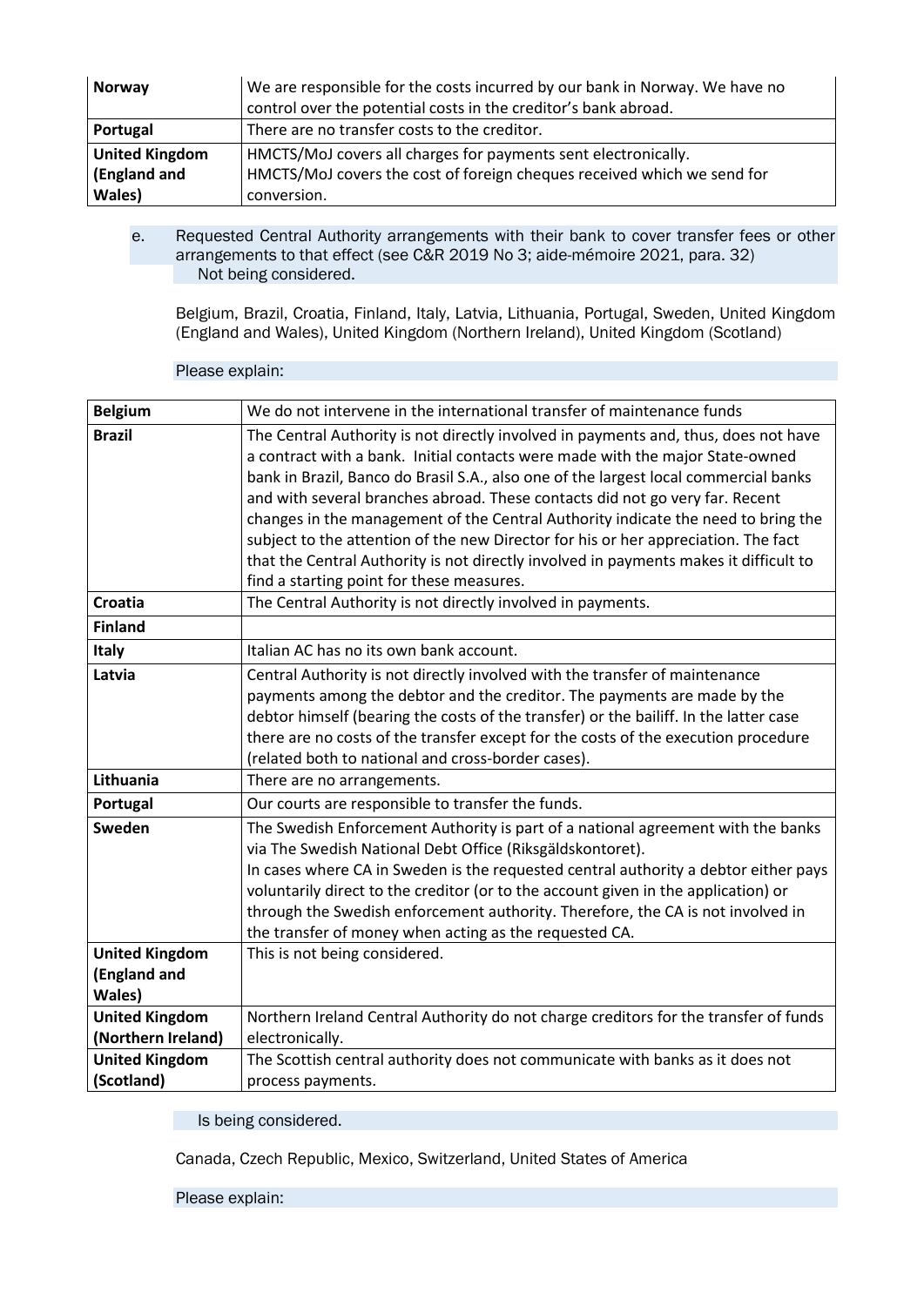| Norway | We are responsible for the costs incurred by our bank in Norway. We have no control over the potential costs in the creditor's bank abroad. |
|---|---|
| **Portugal** | There are no transfer costs to the creditor. |
| **United Kingdom (England and Wales)** | HMCTS/MoJ covers all charges for payments sent electronically. HMCTS/MoJ covers the cost of foreign cheques received which we send for conversion. |

e. Requested Central Authority arrangements with their bank to cover transfer fees or other arrangements to that effect (see C&R 2019 No 3; aide-mémoire 2021, para. 32)
 Not being considered.

Belgium, Brazil, Croatia, Finland, Italy, Latvia, Lithuania, Portugal, Sweden, United Kingdom (England and Wales), United Kingdom (Northern Ireland), United Kingdom (Scotland)

Please explain:

| Belgium | We do not intervene in the international transfer of maintenance funds |
|---|---|
| **Brazil** | The Central Authority is not directly involved in payments and, thus, does not have a contract with a bank. Initial contacts were made with the major State-owned bank in Brazil, Banco do Brasil S.A., also one of the largest local commercial banks and with several branches abroad. These contacts did not go very far. Recent changes in the management of the Central Authority indicate the need to bring the subject to the attention of the new Director for his or her appreciation. The fact that the Central Authority is not directly involved in payments makes it difficult to find a starting point for these measures. |
| **Croatia** | The Central Authority is not directly involved in payments. |
| **Finland** | |
| **Italy** | Italian AC has no its own bank account. |
| **Latvia** | Central Authority is not directly involved with the transfer of maintenance payments among the debtor and the creditor. The payments are made by the debtor himself (bearing the costs of the transfer) or the bailiff. In the latter case there are no costs of the transfer except for the costs of the execution procedure (related both to national and cross-border cases). |
| **Lithuania** | There are no arrangements. |
| **Portugal** | Our courts are responsible to transfer the funds. |
| **Sweden** | The Swedish Enforcement Authority is part of a national agreement with the banks via The Swedish National Debt Office (Riksgäldskontoret). In cases where CA in Sweden is the requested central authority a debtor either pays voluntarily direct to the creditor (or to the account given in the application) or through the Swedish enforcement authority. Therefore, the CA is not involved in the transfer of money when acting as the requested CA. |
| **United Kingdom (England and Wales)** | This is not being considered. |
| **United Kingdom (Northern Ireland)** | Northern Ireland Central Authority do not charge creditors for the transfer of funds electronically. |
| **United Kingdom (Scotland)** | The Scottish central authority does not communicate with banks as it does not process payments. |

 Is being considered.

Canada, Czech Republic, Mexico, Switzerland, United States of America

Please explain: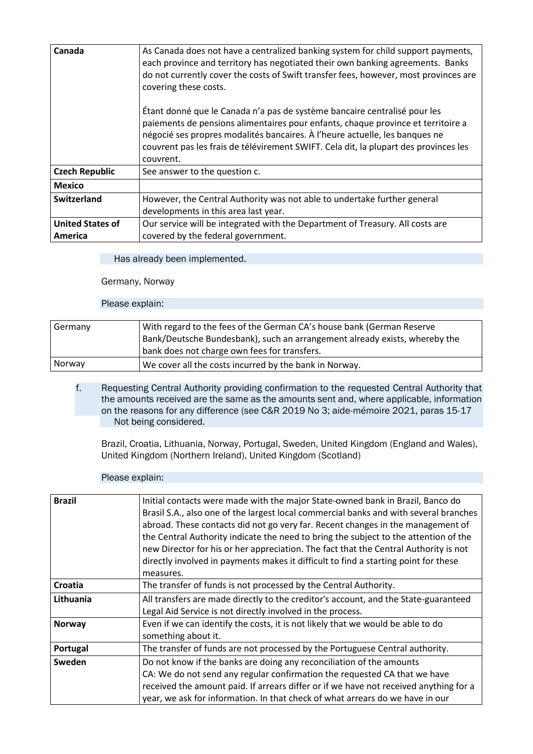| Canada | As Canada does not have a centralized banking system for child support payments, each province and territory has negotiated their own banking agreements. Banks do not currently cover the costs of Swift transfer fees, however, most provinces are covering these costs.<br><br>Étant donné que le Canada n'a pas de système bancaire centralisé pour les paiements de pensions alimentaires pour enfants, chaque province et territoire a négocié ses propres modalités bancaires. À l'heure actuelle, les banques ne couvrent pas les frais de télévirement SWIFT. Cela dit, la plupart des provinces les couvrent. |
|---|---|
| **Czech Republic** | See answer to the question c. |
| **Mexico** | |
| **Switzerland** | However, the Central Authority was not able to undertake further general developments in this area last year. |
| **United States of America** | Our service will be integrated with the Department of Treasury. All costs are covered by the federal government. |

Has already been implemented.

Germany, Norway

Please explain:

| Germany | With regard to the fees of the German CA's house bank (German Reserve Bank/Deutsche Bundesbank), such an arrangement already exists, whereby the bank does not charge own fees for transfers. |
|---|---|
| Norway | We cover all the costs incurred by the bank in Norway. |

f. Requesting Central Authority providing confirmation to the requested Central Authority that the amounts received are the same as the amounts sent and, where applicable, information on the reasons for any difference (see C&R 2019 No 3; aide-mémoire 2021, paras 15-17

Not being considered.

Brazil, Croatia, Lithuania, Norway, Portugal, Sweden, United Kingdom (England and Wales), United Kingdom (Northern Ireland), United Kingdom (Scotland)

Please explain:

| **Brazil** | Initial contacts were made with the major State-owned bank in Brazil, Banco do Brasil S.A., also one of the largest local commercial banks and with several branches abroad. These contacts did not go very far. Recent changes in the management of the Central Authority indicate the need to bring the subject to the attention of the new Director for his or her appreciation. The fact that the Central Authority is not directly involved in payments makes it difficult to find a starting point for these measures. |
|---|---|
| **Croatia** | The transfer of funds is not processed by the Central Authority. |
| **Lithuania** | All transfers are made directly to the creditor's account, and the State-guaranteed Legal Aid Service is not directly involved in the process. |
| **Norway** | Even if we can identify the costs, it is not likely that we would be able to do something about it. |
| **Portugal** | The transfer of funds are not processed by the Portuguese Central authority. |
| **Sweden** | Do not know if the banks are doing any reconciliation of the amounts<br>CA: We do not send any regular confirmation the requested CA that we have received the amount paid. If arrears differ or if we have not received anything for a year, we ask for information. In that check of what arrears do we have in our |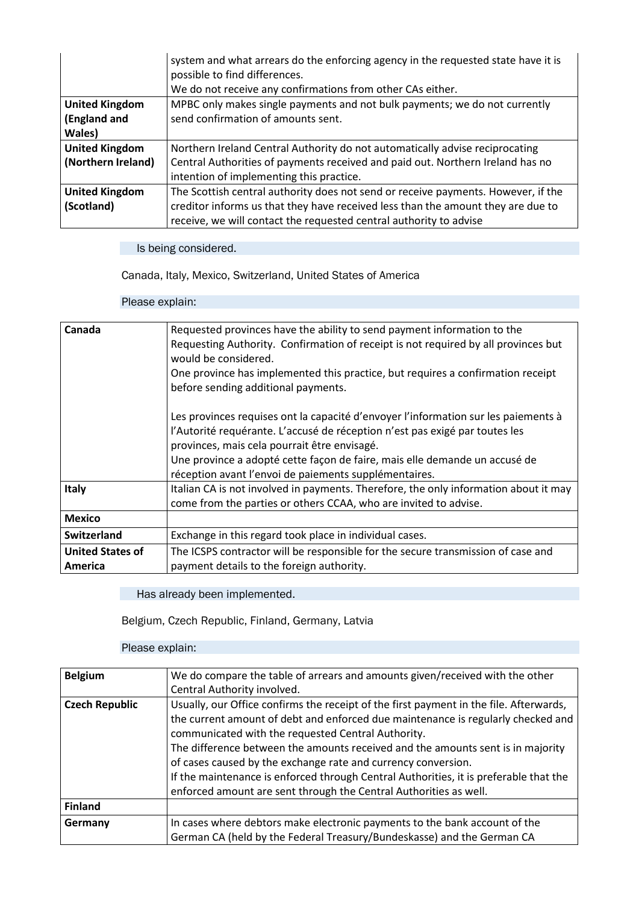| | |
|---|---|
| | system and what arrears do the enforcing agency in the requested state have it is possible to find differences.<br>We do not receive any confirmations from other CAs either. |
| **United Kingdom (England and Wales)** | MPBC only makes single payments and not bulk payments; we do not currently send confirmation of amounts sent. |
| **United Kingdom (Northern Ireland)** | Northern Ireland Central Authority do not automatically advise reciprocating Central Authorities of payments received and paid out. Northern Ireland has no intention of implementing this practice. |
| **United Kingdom (Scotland)** | The Scottish central authority does not send or receive payments. However, if the creditor informs us that they have received less than the amount they are due to receive, we will contact the requested central authority to advise |

Is being considered.

Canada, Italy, Mexico, Switzerland, United States of America

Please explain:

| | |
|---|---|
| **Canada** | Requested provinces have the ability to send payment information to the Requesting Authority. Confirmation of receipt is not required by all provinces but would be considered.<br>One province has implemented this practice, but requires a confirmation receipt before sending additional payments.<br><br>Les provinces requises ont la capacité d'envoyer l'information sur les paiements à l'Autorité requérante. L'accusé de réception n'est pas exigé par toutes les provinces, mais cela pourrait être envisagé.<br>Une province a adopté cette façon de faire, mais elle demande un accusé de réception avant l'envoi de paiements supplémentaires. |
| **Italy** | Italian CA is not involved in payments. Therefore, the only information about it may come from the parties or others CCAA, who are invited to advise. |
| **Mexico** | |
| **Switzerland** | Exchange in this regard took place in individual cases. |
| **United States of America** | The ICSPS contractor will be responsible for the secure transmission of case and payment details to the foreign authority. |

Has already been implemented.

Belgium, Czech Republic, Finland, Germany, Latvia

Please explain:

| | |
|---|---|
| **Belgium** | We do compare the table of arrears and amounts given/received with the other Central Authority involved. |
| **Czech Republic** | Usually, our Office confirms the receipt of the first payment in the file. Afterwards, the current amount of debt and enforced due maintenance is regularly checked and communicated with the requested Central Authority.<br>The difference between the amounts received and the amounts sent is in majority of cases caused by the exchange rate and currency conversion.<br>If the maintenance is enforced through Central Authorities, it is preferable that the enforced amount are sent through the Central Authorities as well. |
| **Finland** | |
| **Germany** | In cases where debtors make electronic payments to the bank account of the German CA (held by the Federal Treasury/Bundeskasse) and the German CA |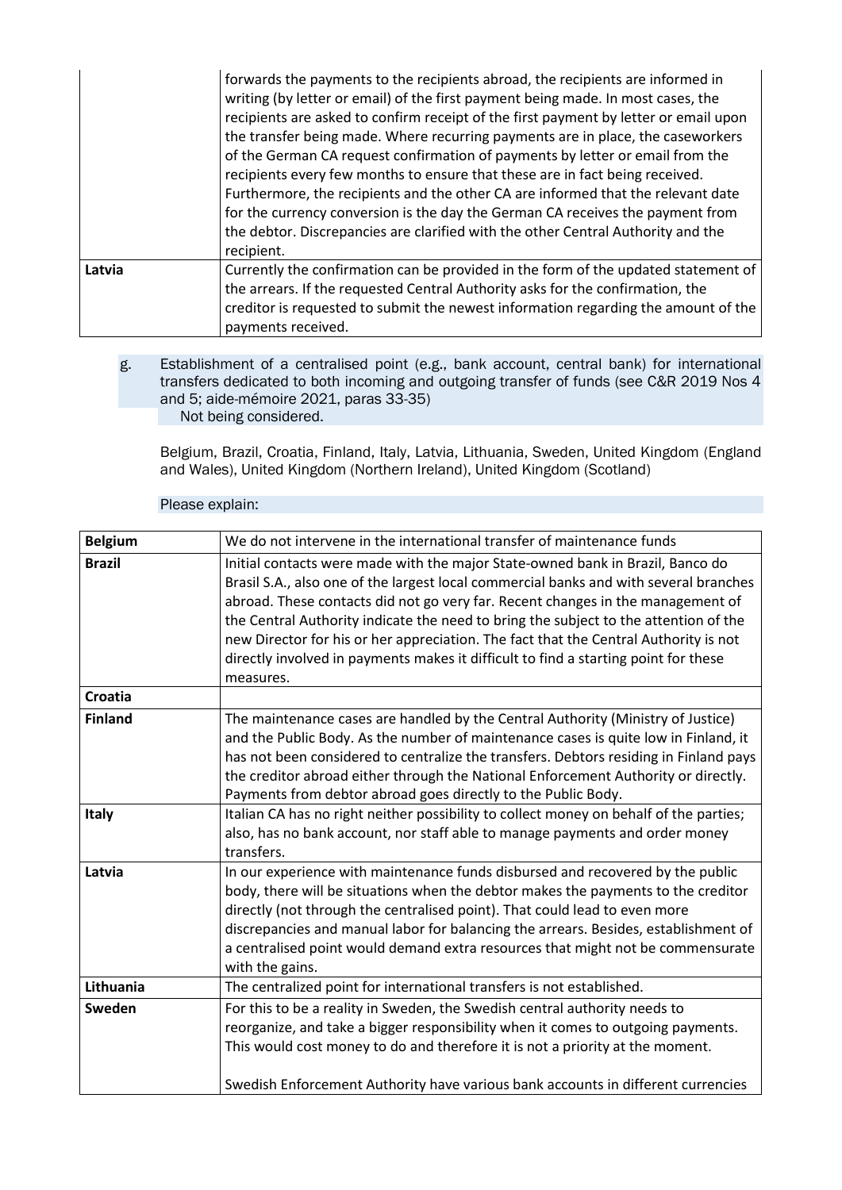| | |
|---|---|
| | forwards the payments to the recipients abroad, the recipients are informed in writing (by letter or email) of the first payment being made. In most cases, the recipients are asked to confirm receipt of the first payment by letter or email upon the transfer being made. Where recurring payments are in place, the caseworkers of the German CA request confirmation of payments by letter or email from the recipients every few months to ensure that these are in fact being received. Furthermore, the recipients and the other CA are informed that the relevant date for the currency conversion is the day the German CA receives the payment from the debtor. Discrepancies are clarified with the other Central Authority and the recipient. |
| **Latvia** | Currently the confirmation can be provided in the form of the updated statement of the arrears. If the requested Central Authority asks for the confirmation, the creditor is requested to submit the newest information regarding the amount of the payments received. |

g. Establishment of a centralised point (e.g., bank account, central bank) for international transfers dedicated to both incoming and outgoing transfer of funds (see C&R 2019 Nos 4 and 5; aide-mémoire 2021, paras 33-35)
Not being considered.

Belgium, Brazil, Croatia, Finland, Italy, Latvia, Lithuania, Sweden, United Kingdom (England and Wales), United Kingdom (Northern Ireland), United Kingdom (Scotland)

Please explain:

| | |
|---|---|
| **Belgium** | We do not intervene in the international transfer of maintenance funds |
| **Brazil** | Initial contacts were made with the major State-owned bank in Brazil, Banco do Brasil S.A., also one of the largest local commercial banks and with several branches abroad. These contacts did not go very far. Recent changes in the management of the Central Authority indicate the need to bring the subject to the attention of the new Director for his or her appreciation. The fact that the Central Authority is not directly involved in payments makes it difficult to find a starting point for these measures. |
| **Croatia** | |
| **Finland** | The maintenance cases are handled by the Central Authority (Ministry of Justice) and the Public Body. As the number of maintenance cases is quite low in Finland, it has not been considered to centralize the transfers. Debtors residing in Finland pays the creditor abroad either through the National Enforcement Authority or directly. Payments from debtor abroad goes directly to the Public Body. |
| **Italy** | Italian CA has no right neither possibility to collect money on behalf of the parties; also, has no bank account, nor staff able to manage payments and order money transfers. |
| **Latvia** | In our experience with maintenance funds disbursed and recovered by the public body, there will be situations when the debtor makes the payments to the creditor directly (not through the centralised point). That could lead to even more discrepancies and manual labor for balancing the arrears. Besides, establishment of a centralised point would demand extra resources that might not be commensurate with the gains. |
| **Lithuania** | The centralized point for international transfers is not established. |
| **Sweden** | For this to be a reality in Sweden, the Swedish central authority needs to reorganize, and take a bigger responsibility when it comes to outgoing payments. This would cost money to do and therefore it is not a priority at the moment.<br><br>Swedish Enforcement Authority have various bank accounts in different currencies |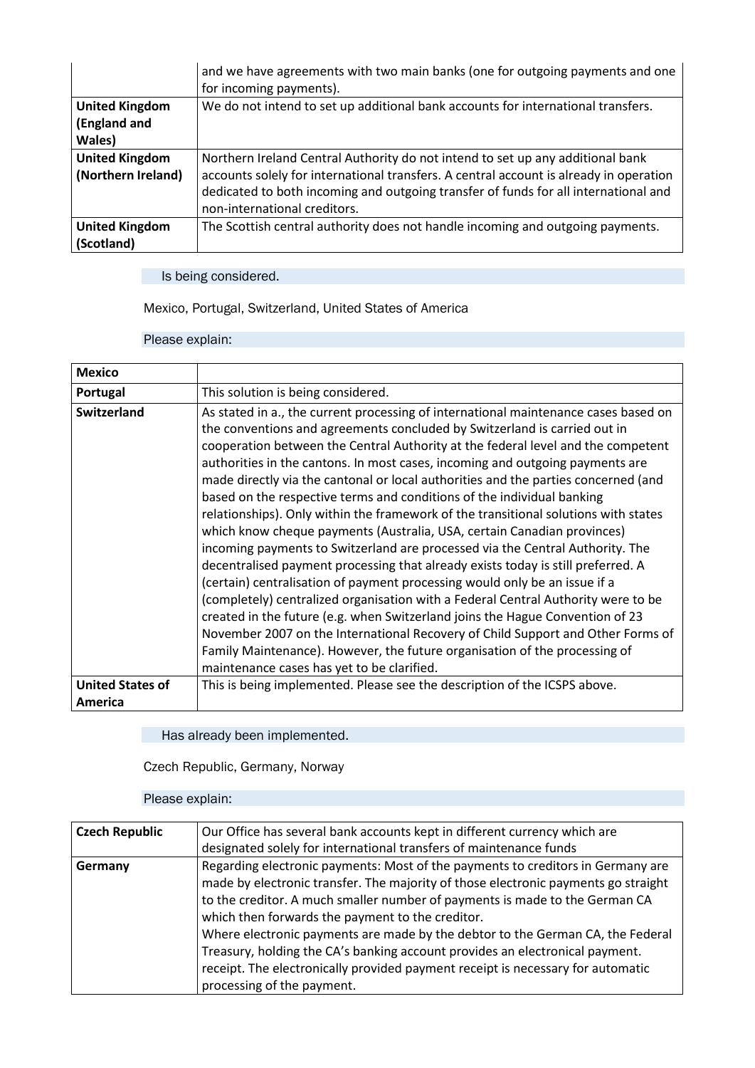| | |
|---|---|
| | and we have agreements with two main banks (one for outgoing payments and one for incoming payments). |
| **United Kingdom (England and Wales)** | We do not intend to set up additional bank accounts for international transfers. |
| **United Kingdom (Northern Ireland)** | Northern Ireland Central Authority do not intend to set up any additional bank accounts solely for international transfers. A central account is already in operation dedicated to both incoming and outgoing transfer of funds for all international and non-international creditors. |
| **United Kingdom (Scotland)** | The Scottish central authority does not handle incoming and outgoing payments. |

Is being considered.

Mexico, Portugal, Switzerland, United States of America

Please explain:

| | |
|---|---|
| **Mexico** | |
| **Portugal** | This solution is being considered. |
| **Switzerland** | As stated in a., the current processing of international maintenance cases based on the conventions and agreements concluded by Switzerland is carried out in cooperation between the Central Authority at the federal level and the competent authorities in the cantons. In most cases, incoming and outgoing payments are made directly via the cantonal or local authorities and the parties concerned (and based on the respective terms and conditions of the individual banking relationships). Only within the framework of the transitional solutions with states which know cheque payments (Australia, USA, certain Canadian provinces) incoming payments to Switzerland are processed via the Central Authority. The decentralised payment processing that already exists today is still preferred. A (certain) centralisation of payment processing would only be an issue if a (completely) centralized organisation with a Federal Central Authority were to be created in the future (e.g. when Switzerland joins the Hague Convention of 23 November 2007 on the International Recovery of Child Support and Other Forms of Family Maintenance). However, the future organisation of the processing of maintenance cases has yet to be clarified. |
| **United States of America** | This is being implemented. Please see the description of the ICSPS above. |

Has already been implemented.

Czech Republic, Germany, Norway

Please explain:

| | |
|---|---|
| **Czech Republic** | Our Office has several bank accounts kept in different currency which are designated solely for international transfers of maintenance funds |
| **Germany** | Regarding electronic payments: Most of the payments to creditors in Germany are made by electronic transfer. The majority of those electronic payments go straight to the creditor. A much smaller number of payments is made to the German CA which then forwards the payment to the creditor.<br>Where electronic payments are made by the debtor to the German CA, the Federal Treasury, holding the CA's banking account provides an electronical payment. receipt. The electronically provided payment receipt is necessary for automatic processing of the payment. |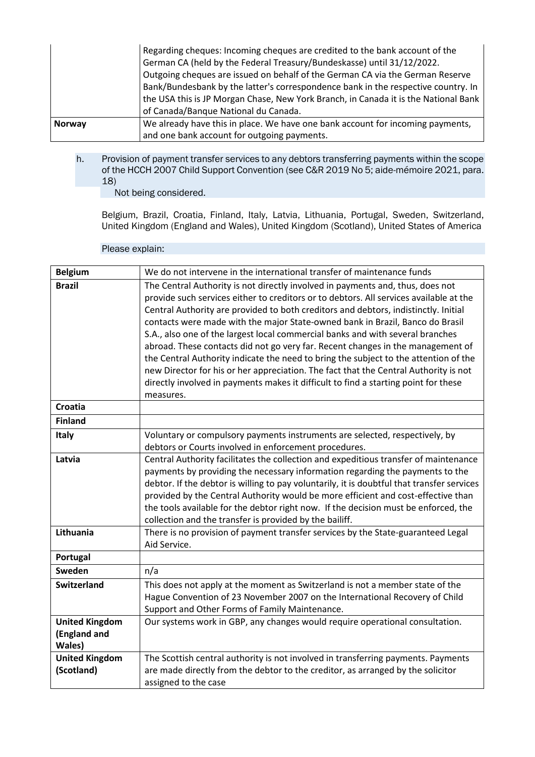| | Regarding cheques: Incoming cheques are credited to the bank account of the German CA (held by the Federal Treasury/Bundeskasse) until 31/12/2022. Outgoing cheques are issued on behalf of the German CA via the German Reserve Bank/Bundesbank by the latter's correspondence bank in the respective country. In the USA this is JP Morgan Chase, New York Branch, in Canada it is the National Bank of Canada/Banque National du Canada. |
|---|---|
| **Norway** | We already have this in place. We have one bank account for incoming payments, and one bank account for outgoing payments. |

h. Provision of payment transfer services to any debtors transferring payments within the scope of the HCCH 2007 Child Support Convention (see C&R 2019 No 5; aide-mémoire 2021, para. 18)

Not being considered.

Belgium, Brazil, Croatia, Finland, Italy, Latvia, Lithuania, Portugal, Sweden, Switzerland, United Kingdom (England and Wales), United Kingdom (Scotland), United States of America

Please explain:

| | |
|---|---|
| **Belgium** | We do not intervene in the international transfer of maintenance funds |
| **Brazil** | The Central Authority is not directly involved in payments and, thus, does not provide such services either to creditors or to debtors. All services available at the Central Authority are provided to both creditors and debtors, indistinctly. Initial contacts were made with the major State-owned bank in Brazil, Banco do Brasil S.A., also one of the largest local commercial banks and with several branches abroad. These contacts did not go very far. Recent changes in the management of the Central Authority indicate the need to bring the subject to the attention of the new Director for his or her appreciation. The fact that the Central Authority is not directly involved in payments makes it difficult to find a starting point for these measures. |
| **Croatia** | |
| **Finland** | |
| **Italy** | Voluntary or compulsory payments instruments are selected, respectively, by debtors or Courts involved in enforcement procedures. |
| **Latvia** | Central Authority facilitates the collection and expeditious transfer of maintenance payments by providing the necessary information regarding the payments to the debtor. If the debtor is willing to pay voluntarily, it is doubtful that transfer services provided by the Central Authority would be more efficient and cost-effective than the tools available for the debtor right now. If the decision must be enforced, the collection and the transfer is provided by the bailiff. |
| **Lithuania** | There is no provision of payment transfer services by the State-guaranteed Legal Aid Service. |
| **Portugal** | |
| **Sweden** | n/a |
| **Switzerland** | This does not apply at the moment as Switzerland is not a member state of the Hague Convention of 23 November 2007 on the International Recovery of Child Support and Other Forms of Family Maintenance. |
| **United Kingdom (England and Wales)** | Our systems work in GBP, any changes would require operational consultation. |
| **United Kingdom (Scotland)** | The Scottish central authority is not involved in transferring payments. Payments are made directly from the debtor to the creditor, as arranged by the solicitor assigned to the case |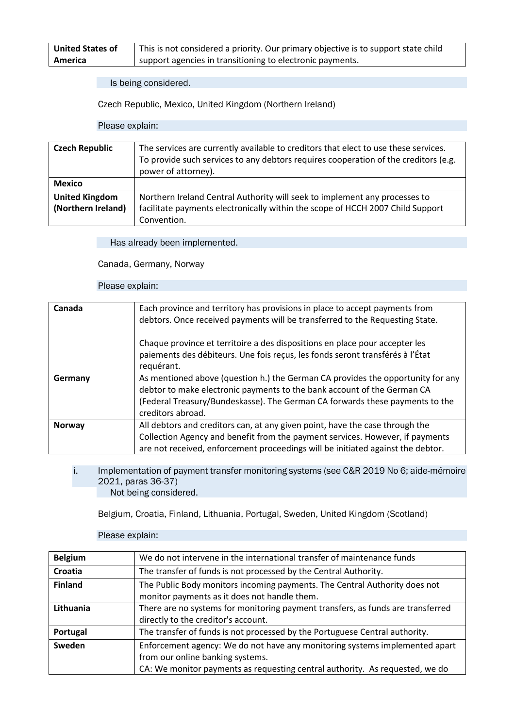| United States of America | This is not considered a priority. Our primary objective is to support state child support agencies in transitioning to electronic payments. |
|---|---|

Is being considered.

Czech Republic, Mexico, United Kingdom (Northern Ireland)

Please explain:

| Czech Republic | The services are currently available to creditors that elect to use these services. To provide such services to any debtors requires cooperation of the creditors (e.g. power of attorney). |
|---|---|
| Mexico | |
| United Kingdom (Northern Ireland) | Northern Ireland Central Authority will seek to implement any processes to facilitate payments electronically within the scope of HCCH 2007 Child Support Convention. |

Has already been implemented.

Canada, Germany, Norway

Please explain:

| Canada | Each province and territory has provisions in place to accept payments from debtors. Once received payments will be transferred to the Requesting State.<br><br>Chaque province et territoire a des dispositions en place pour accepter les paiements des débiteurs. Une fois reçus, les fonds seront transférés à l'État requérant. |
|---|---|
| Germany | As mentioned above (question h.) the German CA provides the opportunity for any debtor to make electronic payments to the bank account of the German CA (Federal Treasury/Bundeskasse). The German CA forwards these payments to the creditors abroad. |
| Norway | All debtors and creditors can, at any given point, have the case through the Collection Agency and benefit from the payment services. However, if payments are not received, enforcement proceedings will be initiated against the debtor. |

i. Implementation of payment transfer monitoring systems (see C&R 2019 No 6; aide-mémoire 2021, paras 36-37)

Not being considered.

Belgium, Croatia, Finland, Lithuania, Portugal, Sweden, United Kingdom (Scotland)

Please explain:

| Belgium | We do not intervene in the international transfer of maintenance funds |
|---|---|
| Croatia | The transfer of funds is not processed by the Central Authority. |
| Finland | The Public Body monitors incoming payments. The Central Authority does not monitor payments as it does not handle them. |
| Lithuania | There are no systems for monitoring payment transfers, as funds are transferred directly to the creditor's account. |
| Portugal | The transfer of funds is not processed by the Portuguese Central authority. |
| Sweden | Enforcement agency: We do not have any monitoring systems implemented apart from our online banking systems.<br>CA: We monitor payments as requesting central authority. As requested, we do |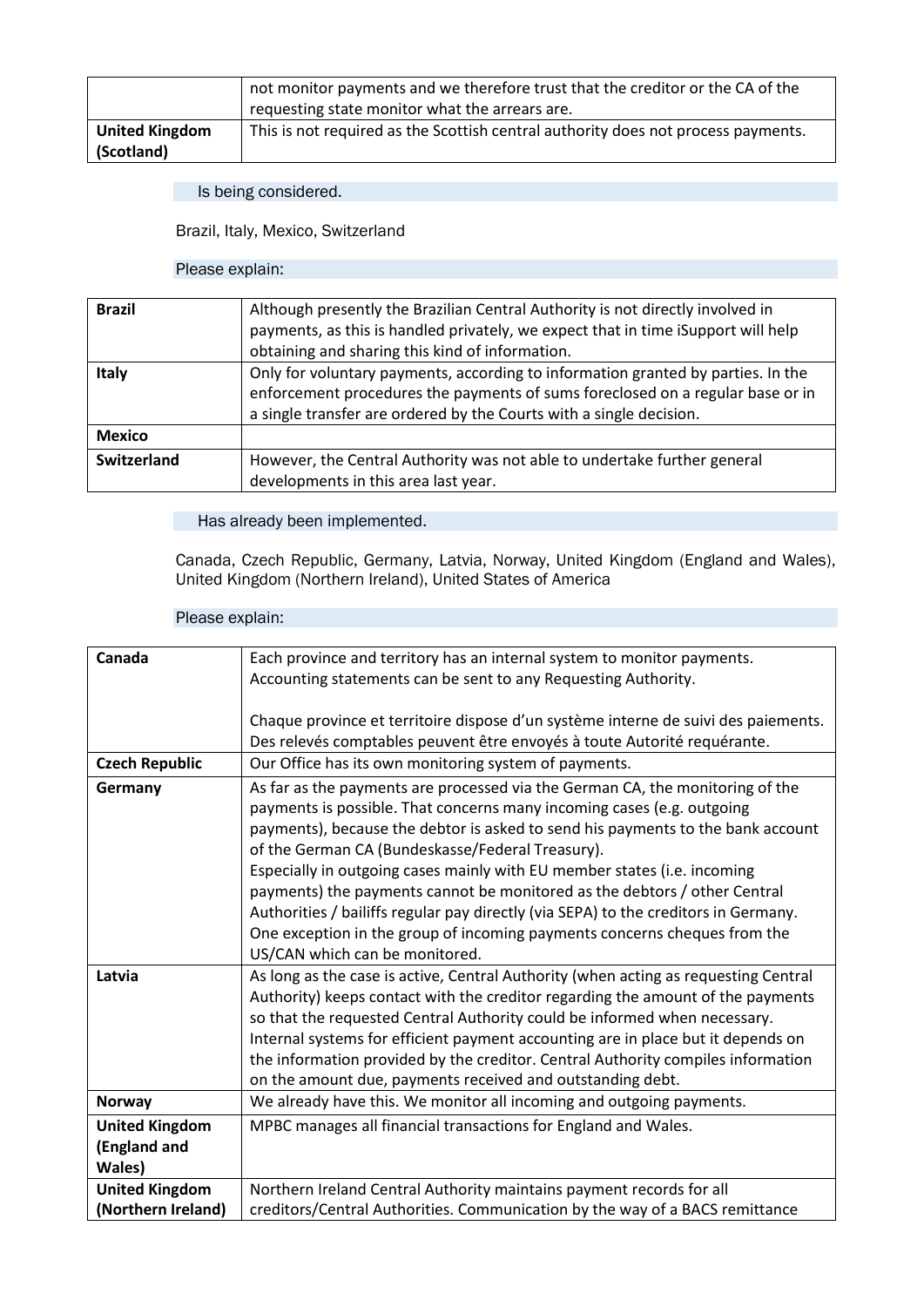| | |
|---|---|
| | not monitor payments and we therefore trust that the creditor or the CA of the requesting state monitor what the arrears are. |
| **United Kingdom (Scotland)** | This is not required as the Scottish central authority does not process payments. |

Is being considered.

Brazil, Italy, Mexico, Switzerland

Please explain:

| | |
|---|---|
| **Brazil** | Although presently the Brazilian Central Authority is not directly involved in payments, as this is handled privately, we expect that in time iSupport will help obtaining and sharing this kind of information. |
| **Italy** | Only for voluntary payments, according to information granted by parties. In the enforcement procedures the payments of sums foreclosed on a regular base or in a single transfer are ordered by the Courts with a single decision. |
| **Mexico** | |
| **Switzerland** | However, the Central Authority was not able to undertake further general developments in this area last year. |

Has already been implemented.

Canada, Czech Republic, Germany, Latvia, Norway, United Kingdom (England and Wales), United Kingdom (Northern Ireland), United States of America

Please explain:

| | |
|---|---|
| **Canada** | Each province and territory has an internal system to monitor payments. Accounting statements can be sent to any Requesting Authority.<br><br>Chaque province et territoire dispose d'un système interne de suivi des paiements. Des relevés comptables peuvent être envoyés à toute Autorité requérante. |
| **Czech Republic** | Our Office has its own monitoring system of payments. |
| **Germany** | As far as the payments are processed via the German CA, the monitoring of the payments is possible. That concerns many incoming cases (e.g. outgoing payments), because the debtor is asked to send his payments to the bank account of the German CA (Bundeskasse/Federal Treasury).<br>Especially in outgoing cases mainly with EU member states (i.e. incoming payments) the payments cannot be monitored as the debtors / other Central Authorities / bailiffs regular pay directly (via SEPA) to the creditors in Germany. One exception in the group of incoming payments concerns cheques from the US/CAN which can be monitored. |
| **Latvia** | As long as the case is active, Central Authority (when acting as requesting Central Authority) keeps contact with the creditor regarding the amount of the payments so that the requested Central Authority could be informed when necessary. Internal systems for efficient payment accounting are in place but it depends on the information provided by the creditor. Central Authority compiles information on the amount due, payments received and outstanding debt. |
| **Norway** | We already have this. We monitor all incoming and outgoing payments. |
| **United Kingdom (England and Wales)** | MPBC manages all financial transactions for England and Wales. |
| **United Kingdom (Northern Ireland)** | Northern Ireland Central Authority maintains payment records for all creditors/Central Authorities. Communication by the way of a BACS remittance |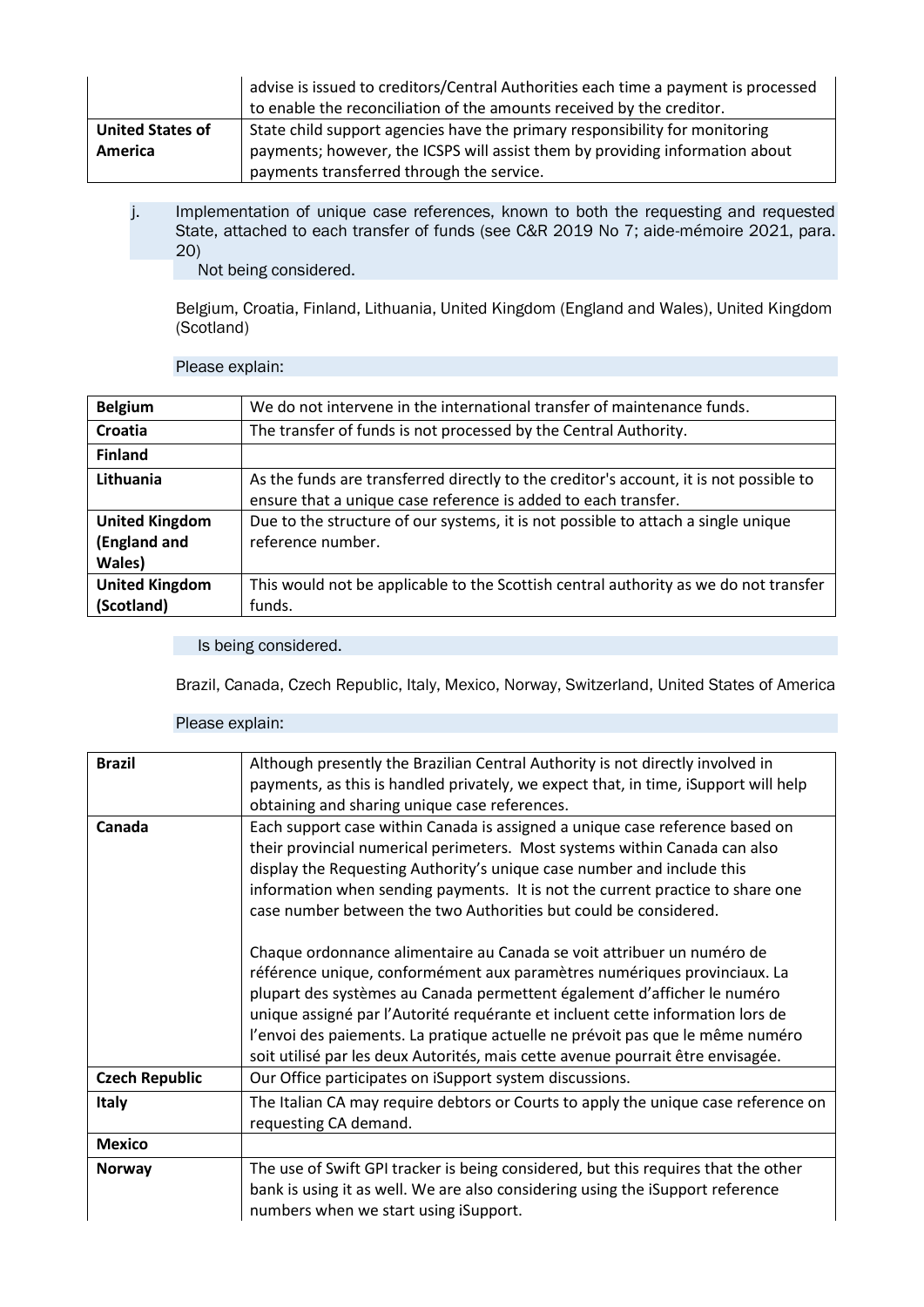| | advise is issued to creditors/Central Authorities each time a payment is processed to enable the reconciliation of the amounts received by the creditor. |
|---|---|
| **United States of America** | State child support agencies have the primary responsibility for monitoring payments; however, the ICSPS will assist them by providing information about payments transferred through the service. |

j. Implementation of unique case references, known to both the requesting and requested State, attached to each transfer of funds (see C&R 2019 No 7; aide-mémoire 2021, para. 20)

Not being considered.

Belgium, Croatia, Finland, Lithuania, United Kingdom (England and Wales), United Kingdom (Scotland)

Please explain:

| | |
|---|---|
| **Belgium** | We do not intervene in the international transfer of maintenance funds. |
| **Croatia** | The transfer of funds is not processed by the Central Authority. |
| **Finland** | |
| **Lithuania** | As the funds are transferred directly to the creditor's account, it is not possible to ensure that a unique case reference is added to each transfer. |
| **United Kingdom (England and Wales)** | Due to the structure of our systems, it is not possible to attach a single unique reference number. |
| **United Kingdom (Scotland)** | This would not be applicable to the Scottish central authority as we do not transfer funds. |

Is being considered.

Brazil, Canada, Czech Republic, Italy, Mexico, Norway, Switzerland, United States of America

Please explain:

| | |
|---|---|
| **Brazil** | Although presently the Brazilian Central Authority is not directly involved in payments, as this is handled privately, we expect that, in time, iSupport will help obtaining and sharing unique case references. |
| **Canada** | Each support case within Canada is assigned a unique case reference based on their provincial numerical perimeters. Most systems within Canada can also display the Requesting Authority's unique case number and include this information when sending payments. It is not the current practice to share one case number between the two Authorities but could be considered.<br><br>Chaque ordonnance alimentaire au Canada se voit attribuer un numéro de référence unique, conformément aux paramètres numériques provinciaux. La plupart des systèmes au Canada permettent également d'afficher le numéro unique assigné par l'Autorité requérante et incluent cette information lors de l'envoi des paiements. La pratique actuelle ne prévoit pas que le même numéro soit utilisé par les deux Autorités, mais cette avenue pourrait être envisagée. |
| **Czech Republic** | Our Office participates on iSupport system discussions. |
| **Italy** | The Italian CA may require debtors or Courts to apply the unique case reference on requesting CA demand. |
| **Mexico** | |
| **Norway** | The use of Swift GPI tracker is being considered, but this requires that the other bank is using it as well. We are also considering using the iSupport reference numbers when we start using iSupport. |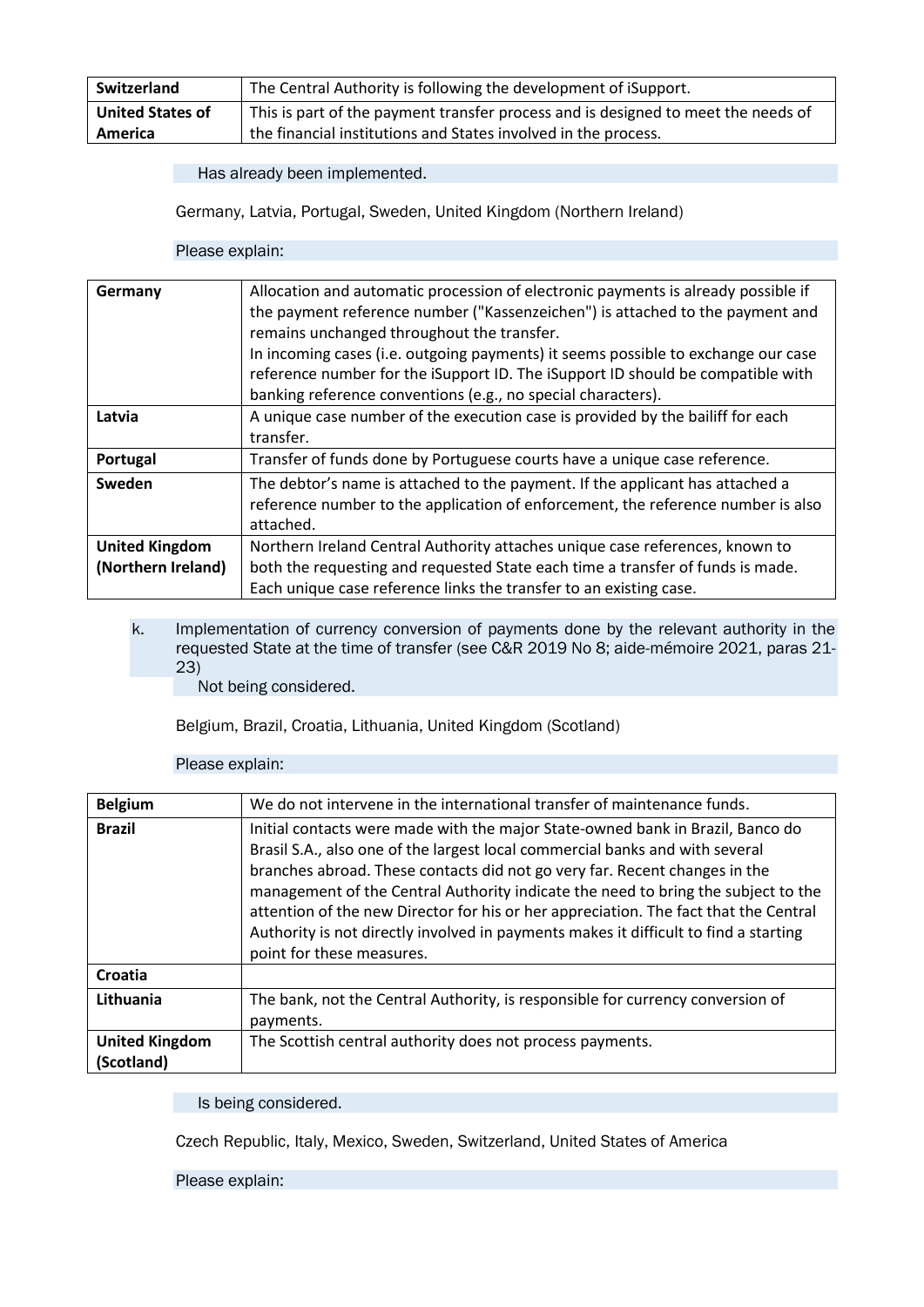| Switzerland | The Central Authority is following the development of iSupport. |
|---|---|
| United States of America | This is part of the payment transfer process and is designed to meet the needs of the financial institutions and States involved in the process. |

Has already been implemented.

Germany, Latvia, Portugal, Sweden, United Kingdom (Northern Ireland)

Please explain:

| Germany | Allocation and automatic procession of electronic payments is already possible if the payment reference number ("Kassenzeichen") is attached to the payment and remains unchanged throughout the transfer.<br>In incoming cases (i.e. outgoing payments) it seems possible to exchange our case reference number for the iSupport ID. The iSupport ID should be compatible with banking reference conventions (e.g., no special characters). |
|---|---|
| Latvia | A unique case number of the execution case is provided by the bailiff for each transfer. |
| Portugal | Transfer of funds done by Portuguese courts have a unique case reference. |
| Sweden | The debtor's name is attached to the payment. If the applicant has attached a reference number to the application of enforcement, the reference number is also attached. |
| United Kingdom (Northern Ireland) | Northern Ireland Central Authority attaches unique case references, known to both the requesting and requested State each time a transfer of funds is made. Each unique case reference links the transfer to an existing case. |

k. Implementation of currency conversion of payments done by the relevant authority in the requested State at the time of transfer (see C&R 2019 No 8; aide-mémoire 2021, paras 21-23)

Not being considered.

Belgium, Brazil, Croatia, Lithuania, United Kingdom (Scotland)

Please explain:

| Belgium | We do not intervene in the international transfer of maintenance funds. |
|---|---|
| Brazil | Initial contacts were made with the major State-owned bank in Brazil, Banco do Brasil S.A., also one of the largest local commercial banks and with several branches abroad. These contacts did not go very far. Recent changes in the management of the Central Authority indicate the need to bring the subject to the attention of the new Director for his or her appreciation. The fact that the Central Authority is not directly involved in payments makes it difficult to find a starting point for these measures. |
| Croatia | |
| Lithuania | The bank, not the Central Authority, is responsible for currency conversion of payments. |
| United Kingdom (Scotland) | The Scottish central authority does not process payments. |

Is being considered.

Czech Republic, Italy, Mexico, Sweden, Switzerland, United States of America

Please explain: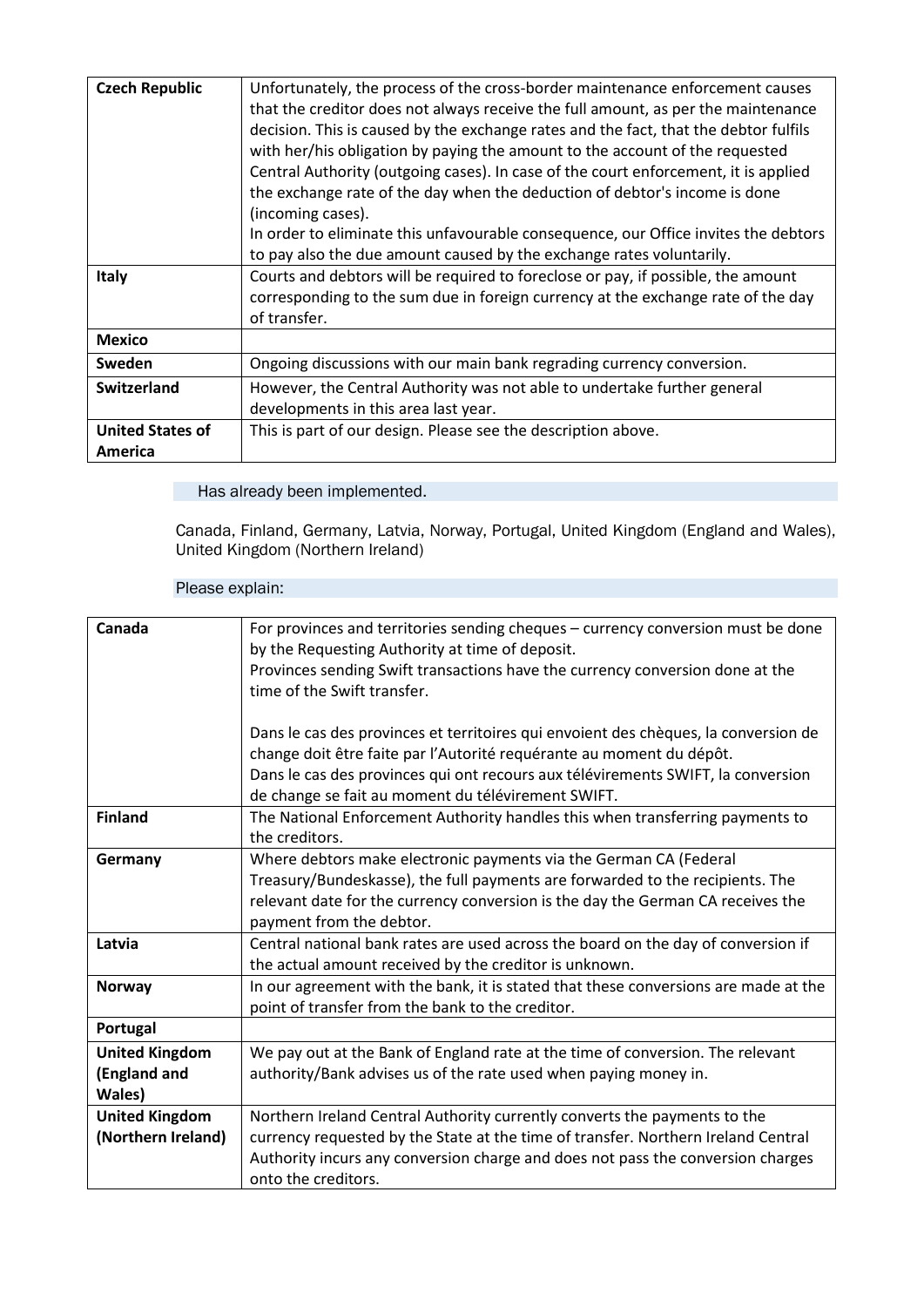| Czech Republic | Unfortunately, the process of the cross-border maintenance enforcement causes that the creditor does not always receive the full amount, as per the maintenance decision. This is caused by the exchange rates and the fact, that the debtor fulfils with her/his obligation by paying the amount to the account of the requested Central Authority (outgoing cases). In case of the court enforcement, it is applied the exchange rate of the day when the deduction of debtor's income is done (incoming cases).<br>In order to eliminate this unfavourable consequence, our Office invites the debtors to pay also the due amount caused by the exchange rates voluntarily. |
|---|---|
| **Italy** | Courts and debtors will be required to foreclose or pay, if possible, the amount corresponding to the sum due in foreign currency at the exchange rate of the day of transfer. |
| **Mexico** | |
| **Sweden** | Ongoing discussions with our main bank regrading currency conversion. |
| **Switzerland** | However, the Central Authority was not able to undertake further general developments in this area last year. |
| **United States of America** | This is part of our design. Please see the description above. |

Has already been implemented.

Canada, Finland, Germany, Latvia, Norway, Portugal, United Kingdom (England and Wales), United Kingdom (Northern Ireland)

Please explain:

| Canada | For provinces and territories sending cheques – currency conversion must be done by the Requesting Authority at time of deposit.<br>Provinces sending Swift transactions have the currency conversion done at the time of the Swift transfer.<br><br>Dans le cas des provinces et territoires qui envoient des chèques, la conversion de change doit être faite par l'Autorité requérante au moment du dépôt.<br>Dans le cas des provinces qui ont recours aux télévirements SWIFT, la conversion de change se fait au moment du télévirement SWIFT. |
|---|---|
| **Finland** | The National Enforcement Authority handles this when transferring payments to the creditors. |
| **Germany** | Where debtors make electronic payments via the German CA (Federal Treasury/Bundeskasse), the full payments are forwarded to the recipients. The relevant date for the currency conversion is the day the German CA receives the payment from the debtor. |
| **Latvia** | Central national bank rates are used across the board on the day of conversion if the actual amount received by the creditor is unknown. |
| **Norway** | In our agreement with the bank, it is stated that these conversions are made at the point of transfer from the bank to the creditor. |
| **Portugal** | |
| **United Kingdom (England and Wales)** | We pay out at the Bank of England rate at the time of conversion. The relevant authority/Bank advises us of the rate used when paying money in. |
| **United Kingdom (Northern Ireland)** | Northern Ireland Central Authority currently converts the payments to the currency requested by the State at the time of transfer. Northern Ireland Central Authority incurs any conversion charge and does not pass the conversion charges onto the creditors. |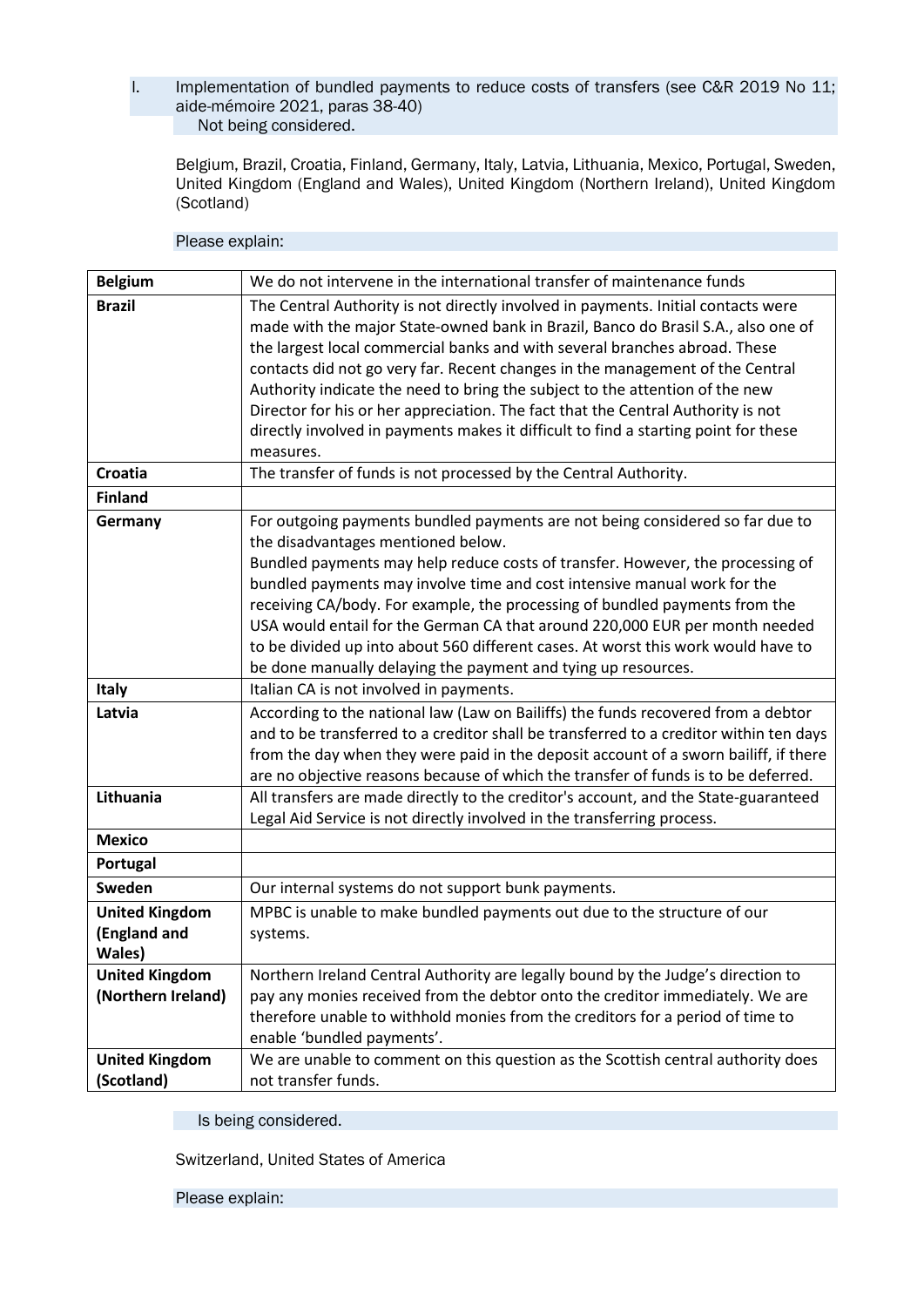l. Implementation of bundled payments to reduce costs of transfers (see C&R 2019 No 11; aide-mémoire 2021, paras 38-40)

Not being considered.

Belgium, Brazil, Croatia, Finland, Germany, Italy, Latvia, Lithuania, Mexico, Portugal, Sweden, United Kingdom (England and Wales), United Kingdom (Northern Ireland), United Kingdom (Scotland)

Please explain:

| | |
|---|---|
| **Belgium** | We do not intervene in the international transfer of maintenance funds |
| **Brazil** | The Central Authority is not directly involved in payments. Initial contacts were made with the major State-owned bank in Brazil, Banco do Brasil S.A., also one of the largest local commercial banks and with several branches abroad. These contacts did not go very far. Recent changes in the management of the Central Authority indicate the need to bring the subject to the attention of the new Director for his or her appreciation. The fact that the Central Authority is not directly involved in payments makes it difficult to find a starting point for these measures. |
| **Croatia** | The transfer of funds is not processed by the Central Authority. |
| **Finland** | |
| **Germany** | For outgoing payments bundled payments are not being considered so far due to the disadvantages mentioned below.<br>Bundled payments may help reduce costs of transfer. However, the processing of bundled payments may involve time and cost intensive manual work for the receiving CA/body. For example, the processing of bundled payments from the USA would entail for the German CA that around 220,000 EUR per month needed to be divided up into about 560 different cases. At worst this work would have to be done manually delaying the payment and tying up resources. |
| **Italy** | Italian CA is not involved in payments. |
| **Latvia** | According to the national law (Law on Bailiffs) the funds recovered from a debtor and to be transferred to a creditor shall be transferred to a creditor within ten days from the day when they were paid in the deposit account of a sworn bailiff, if there are no objective reasons because of which the transfer of funds is to be deferred. |
| **Lithuania** | All transfers are made directly to the creditor's account, and the State-guaranteed Legal Aid Service is not directly involved in the transferring process. |
| **Mexico** | |
| **Portugal** | |
| **Sweden** | Our internal systems do not support bunk payments. |
| **United Kingdom (England and Wales)** | MPBC is unable to make bundled payments out due to the structure of our systems. |
| **United Kingdom (Northern Ireland)** | Northern Ireland Central Authority are legally bound by the Judge's direction to pay any monies received from the debtor onto the creditor immediately. We are therefore unable to withhold monies from the creditors for a period of time to enable 'bundled payments'. |
| **United Kingdom (Scotland)** | We are unable to comment on this question as the Scottish central authority does not transfer funds. |

Is being considered.

Switzerland, United States of America

Please explain: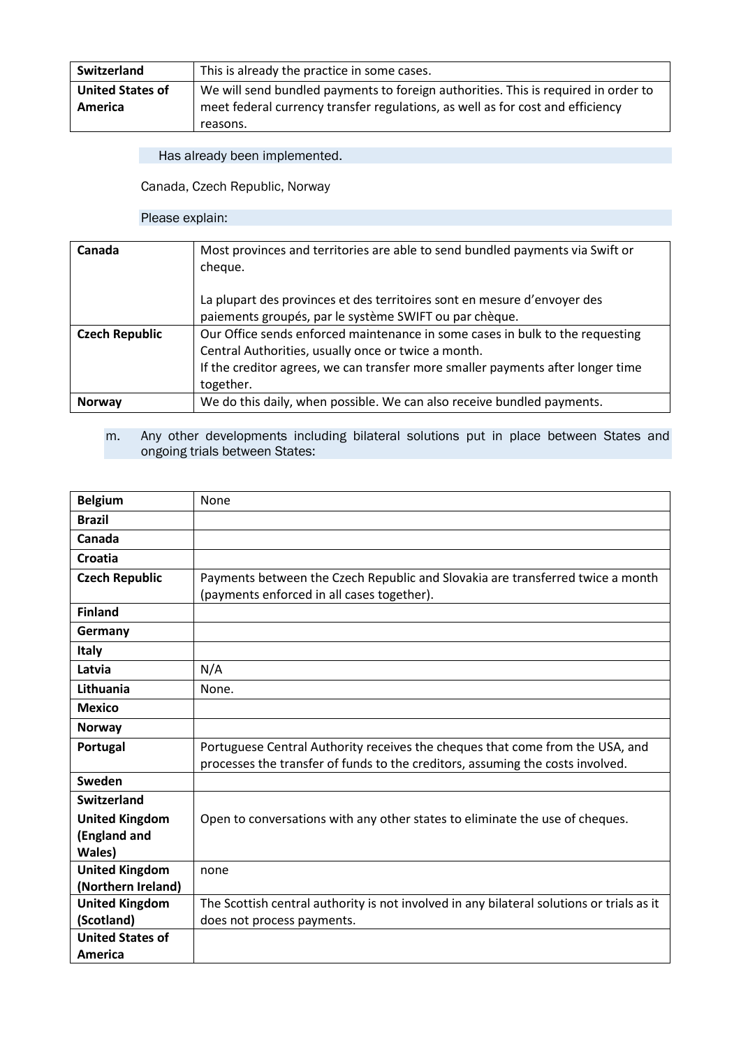| | |
|---|---|
| **Switzerland** | This is already the practice in some cases. |
| **United States of America** | We will send bundled payments to foreign authorities. This is required in order to meet federal currency transfer regulations, as well as for cost and efficiency reasons. |

Has already been implemented.

Canada, Czech Republic, Norway

Please explain:

| | |
|---|---|
| **Canada** | Most provinces and territories are able to send bundled payments via Swift or cheque.<br><br>La plupart des provinces et des territoires sont en mesure d'envoyer des paiements groupés, par le système SWIFT ou par chèque. |
| **Czech Republic** | Our Office sends enforced maintenance in some cases in bulk to the requesting Central Authorities, usually once or twice a month.<br>If the creditor agrees, we can transfer more smaller payments after longer time together. |
| **Norway** | We do this daily, when possible. We can also receive bundled payments. |

m. Any other developments including bilateral solutions put in place between States and ongoing trials between States:

| | |
|---|---|
| **Belgium** | None |
| **Brazil** | |
| **Canada** | |
| **Croatia** | |
| **Czech Republic** | Payments between the Czech Republic and Slovakia are transferred twice a month (payments enforced in all cases together). |
| **Finland** | |
| **Germany** | |
| **Italy** | |
| **Latvia** | N/A |
| **Lithuania** | None. |
| **Mexico** | |
| **Norway** | |
| **Portugal** | Portuguese Central Authority receives the cheques that come from the USA, and processes the transfer of funds to the creditors, assuming the costs involved. |
| **Sweden** | |
| **Switzerland** | |
| **United Kingdom (England and Wales)** | Open to conversations with any other states to eliminate the use of cheques. |
| **United Kingdom (Northern Ireland)** | none |
| **United Kingdom (Scotland)** | The Scottish central authority is not involved in any bilateral solutions or trials as it does not process payments. |
| **United States of America** | |